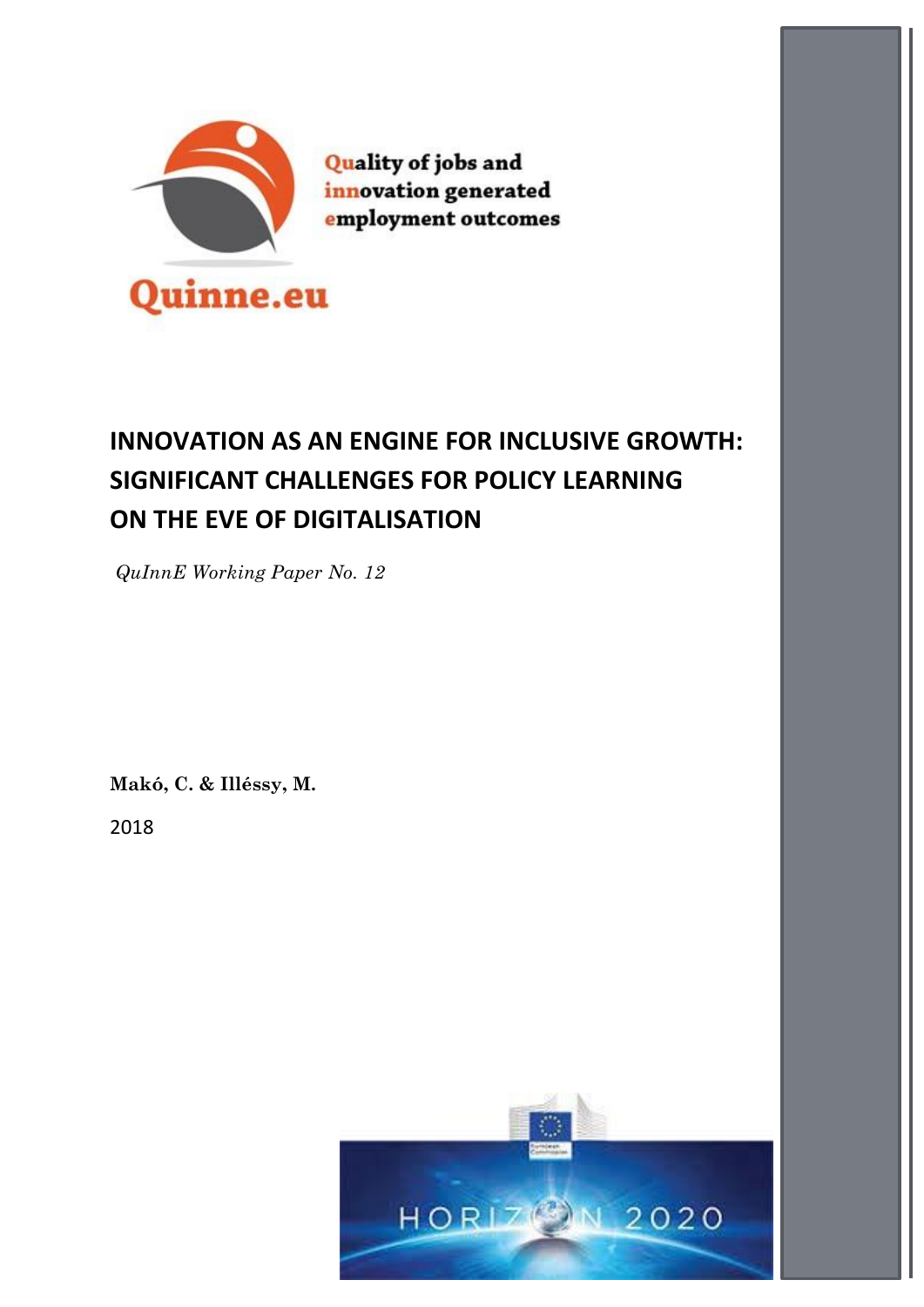Quality of jobs and innovation generated employment outcomes

Quinne.eu

# INNOVATION AS AN ENGINE FOR INCLUSIVE GROWTH: SIGNIFICANT CHALLENGES FOR POLICY LEARNING ON THE EVE OF DIGITALISATION

*QuInnE Working Paper No. 12*

**Makó, C. & Illéssy, M.**

2018

HORIZON 2020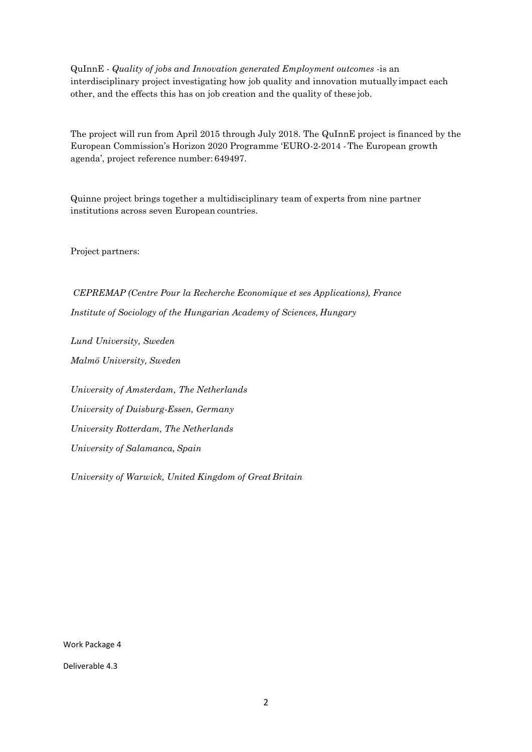QuInnE - *Quality of jobs and Innovation generated Employment outcomes* -is an interdisciplinary project investigating how job quality and innovation mutually impact each other, and the effects this has on job creation and the quality of these job.

The project will run from April 2015 through July 2018. The QuInnE project is financed by the European Commission's Horizon 2020 Programme 'EURO-2-2014 - The European growth agenda', project reference number: 649497.

Quinne project brings together a multidisciplinary team of experts from nine partner institutions across seven European countries.

Project partners:

*CEPREMAP (Centre Pour la Recherche Economique et ses Applications), France*

*Institute of Sociology of the Hungarian Academy of Sciences, Hungary*

*Lund University, Sweden*

*Malmö University, Sweden*

*University of Amsterdam, The Netherlands*

*University of Duisburg-Essen, Germany*

*University Rotterdam, The Netherlands*

*University of Salamanca, Spain*

*University of Warwick, United Kingdom of Great Britain*

Work Package 4

Deliverable 4.3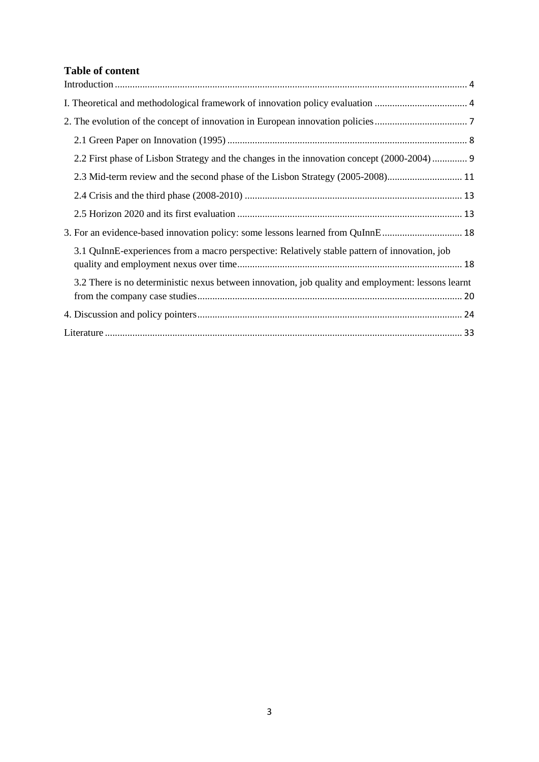## Table of content

Introduction ........................................................................................................................................ 4

I. Theoretical and methodological framework of innovation policy evaluation ..................................... 4

2. The evolution of the concept of innovation in European innovation policies ..................................... 7

- 2.1 Green Paper on Innovation (1995) ............................................................................................... 8
- 2.2 First phase of Lisbon Strategy and the changes in the innovation concept (2000-2004) .............. 9
- 2.3 Mid-term review and the second phase of the Lisbon Strategy (2005-2008).............................. 11
- 2.4 Crisis and the third phase (2008-2010) ...................................................................................... 13
- 2.5 Horizon 2020 and its first evaluation ......................................................................................... 13

3. For an evidence-based innovation policy: some lessons learned from QuInnE ................................ 18

- 3.1 QuInnE-experiences from a macro perspective: Relatively stable pattern of innovation, job quality and employment nexus over time......................................................................................... 18
- 3.2 There is no deterministic nexus between innovation, job quality and employment: lessons learnt from the company case studies......................................................................................................... 20

4. Discussion and policy pointers......................................................................................................... 24

Literature ............................................................................................................................................. 33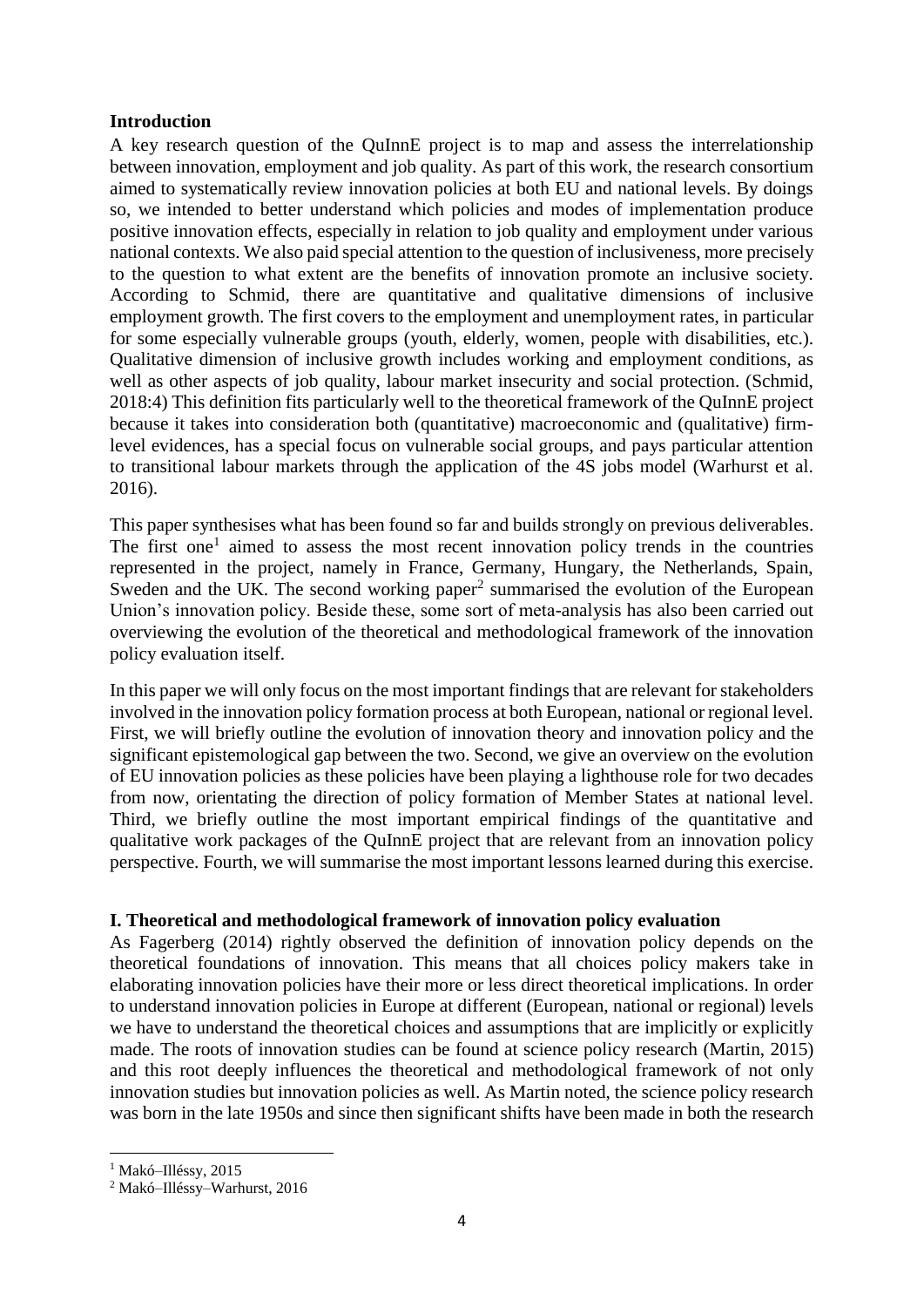## Introduction

A key research question of the QuInnE project is to map and assess the interrelationship between innovation, employment and job quality. As part of this work, the research consortium aimed to systematically review innovation policies at both EU and national levels. By doings so, we intended to better understand which policies and modes of implementation produce positive innovation effects, especially in relation to job quality and employment under various national contexts. We also paid special attention to the question of inclusiveness, more precisely to the question to what extent are the benefits of innovation promote an inclusive society. According to Schmid, there are quantitative and qualitative dimensions of inclusive employment growth. The first covers to the employment and unemployment rates, in particular for some especially vulnerable groups (youth, elderly, women, people with disabilities, etc.). Qualitative dimension of inclusive growth includes working and employment conditions, as well as other aspects of job quality, labour market insecurity and social protection. (Schmid, 2018:4) This definition fits particularly well to the theoretical framework of the QuInnE project because it takes into consideration both (quantitative) macroeconomic and (qualitative) firm-level evidences, has a special focus on vulnerable social groups, and pays particular attention to transitional labour markets through the application of the 4S jobs model (Warhurst et al. 2016).

This paper synthesises what has been found so far and builds strongly on previous deliverables. The first one[1] aimed to assess the most recent innovation policy trends in the countries represented in the project, namely in France, Germany, Hungary, the Netherlands, Spain, Sweden and the UK. The second working paper[2] summarised the evolution of the European Union's innovation policy. Beside these, some sort of meta-analysis has also been carried out overviewing the evolution of the theoretical and methodological framework of the innovation policy evaluation itself.

In this paper we will only focus on the most important findings that are relevant for stakeholders involved in the innovation policy formation process at both European, national or regional level. First, we will briefly outline the evolution of innovation theory and innovation policy and the significant epistemological gap between the two. Second, we give an overview on the evolution of EU innovation policies as these policies have been playing a lighthouse role for two decades from now, orientating the direction of policy formation of Member States at national level. Third, we briefly outline the most important empirical findings of the quantitative and qualitative work packages of the QuInnE project that are relevant from an innovation policy perspective. Fourth, we will summarise the most important lessons learned during this exercise.

## I. Theoretical and methodological framework of innovation policy evaluation

As Fagerberg (2014) rightly observed the definition of innovation policy depends on the theoretical foundations of innovation. This means that all choices policy makers take in elaborating innovation policies have their more or less direct theoretical implications. In order to understand innovation policies in Europe at different (European, national or regional) levels we have to understand the theoretical choices and assumptions that are implicitly or explicitly made. The roots of innovation studies can be found at science policy research (Martin, 2015) and this root deeply influences the theoretical and methodological framework of not only innovation studies but innovation policies as well. As Martin noted, the science policy research was born in the late 1950s and since then significant shifts have been made in both the research

[1] Makó–Illéssy, 2015

[2] Makó–Illéssy–Warhurst, 2016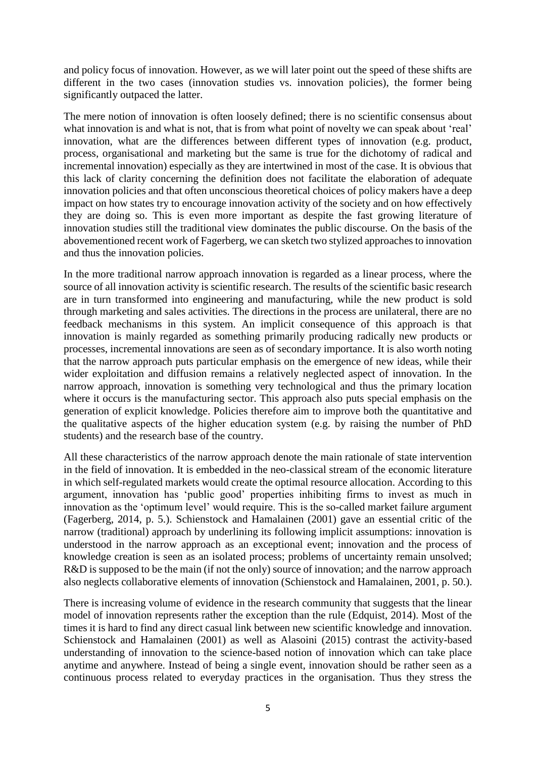and policy focus of innovation. However, as we will later point out the speed of these shifts are different in the two cases (innovation studies vs. innovation policies), the former being significantly outpaced the latter.

The mere notion of innovation is often loosely defined; there is no scientific consensus about what innovation is and what is not, that is from what point of novelty we can speak about 'real' innovation, what are the differences between different types of innovation (e.g. product, process, organisational and marketing but the same is true for the dichotomy of radical and incremental innovation) especially as they are intertwined in most of the case. It is obvious that this lack of clarity concerning the definition does not facilitate the elaboration of adequate innovation policies and that often unconscious theoretical choices of policy makers have a deep impact on how states try to encourage innovation activity of the society and on how effectively they are doing so. This is even more important as despite the fast growing literature of innovation studies still the traditional view dominates the public discourse. On the basis of the abovementioned recent work of Fagerberg, we can sketch two stylized approaches to innovation and thus the innovation policies.

In the more traditional narrow approach innovation is regarded as a linear process, where the source of all innovation activity is scientific research. The results of the scientific basic research are in turn transformed into engineering and manufacturing, while the new product is sold through marketing and sales activities. The directions in the process are unilateral, there are no feedback mechanisms in this system. An implicit consequence of this approach is that innovation is mainly regarded as something primarily producing radically new products or processes, incremental innovations are seen as of secondary importance. It is also worth noting that the narrow approach puts particular emphasis on the emergence of new ideas, while their wider exploitation and diffusion remains a relatively neglected aspect of innovation. In the narrow approach, innovation is something very technological and thus the primary location where it occurs is the manufacturing sector. This approach also puts special emphasis on the generation of explicit knowledge. Policies therefore aim to improve both the quantitative and the qualitative aspects of the higher education system (e.g. by raising the number of PhD students) and the research base of the country.

All these characteristics of the narrow approach denote the main rationale of state intervention in the field of innovation. It is embedded in the neo-classical stream of the economic literature in which self-regulated markets would create the optimal resource allocation. According to this argument, innovation has 'public good' properties inhibiting firms to invest as much in innovation as the 'optimum level' would require. This is the so-called market failure argument (Fagerberg, 2014, p. 5.). Schienstock and Hamalainen (2001) gave an essential critic of the narrow (traditional) approach by underlining its following implicit assumptions: innovation is understood in the narrow approach as an exceptional event; innovation and the process of knowledge creation is seen as an isolated process; problems of uncertainty remain unsolved; R&D is supposed to be the main (if not the only) source of innovation; and the narrow approach also neglects collaborative elements of innovation (Schienstock and Hamalainen, 2001, p. 50.).

There is increasing volume of evidence in the research community that suggests that the linear model of innovation represents rather the exception than the rule (Edquist, 2014). Most of the times it is hard to find any direct casual link between new scientific knowledge and innovation. Schienstock and Hamalainen (2001) as well as Alasoini (2015) contrast the activity-based understanding of innovation to the science-based notion of innovation which can take place anytime and anywhere. Instead of being a single event, innovation should be rather seen as a continuous process related to everyday practices in the organisation. Thus they stress the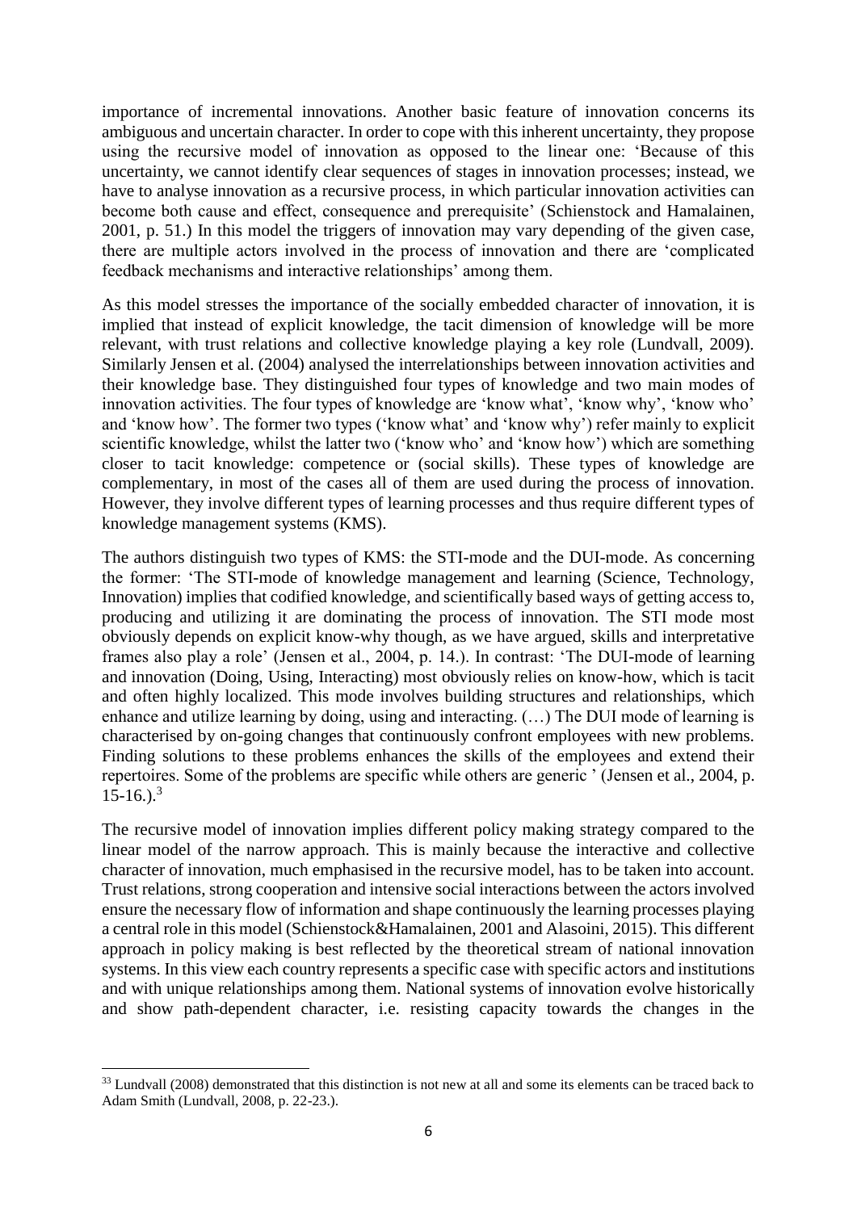importance of incremental innovations. Another basic feature of innovation concerns its ambiguous and uncertain character. In order to cope with this inherent uncertainty, they propose using the recursive model of innovation as opposed to the linear one: 'Because of this uncertainty, we cannot identify clear sequences of stages in innovation processes; instead, we have to analyse innovation as a recursive process, in which particular innovation activities can become both cause and effect, consequence and prerequisite' (Schienstock and Hamalainen, 2001, p. 51.) In this model the triggers of innovation may vary depending of the given case, there are multiple actors involved in the process of innovation and there are 'complicated feedback mechanisms and interactive relationships' among them.

As this model stresses the importance of the socially embedded character of innovation, it is implied that instead of explicit knowledge, the tacit dimension of knowledge will be more relevant, with trust relations and collective knowledge playing a key role (Lundvall, 2009). Similarly Jensen et al. (2004) analysed the interrelationships between innovation activities and their knowledge base. They distinguished four types of knowledge and two main modes of innovation activities. The four types of knowledge are 'know what', 'know why', 'know who' and 'know how'. The former two types ('know what' and 'know why') refer mainly to explicit scientific knowledge, whilst the latter two ('know who' and 'know how') which are something closer to tacit knowledge: competence or (social skills). These types of knowledge are complementary, in most of the cases all of them are used during the process of innovation. However, they involve different types of learning processes and thus require different types of knowledge management systems (KMS).

The authors distinguish two types of KMS: the STI-mode and the DUI-mode. As concerning the former: 'The STI-mode of knowledge management and learning (Science, Technology, Innovation) implies that codified knowledge, and scientifically based ways of getting access to, producing and utilizing it are dominating the process of innovation. The STI mode most obviously depends on explicit know-why though, as we have argued, skills and interpretative frames also play a role' (Jensen et al., 2004, p. 14.). In contrast: 'The DUI-mode of learning and innovation (Doing, Using, Interacting) most obviously relies on know-how, which is tacit and often highly localized. This mode involves building structures and relationships, which enhance and utilize learning by doing, using and interacting. (…) The DUI mode of learning is characterised by on-going changes that continuously confront employees with new problems. Finding solutions to these problems enhances the skills of the employees and extend their repertoires. Some of the problems are specific while others are generic ' (Jensen et al., 2004, p. 15-16.).[3]

The recursive model of innovation implies different policy making strategy compared to the linear model of the narrow approach. This is mainly because the interactive and collective character of innovation, much emphasised in the recursive model, has to be taken into account. Trust relations, strong cooperation and intensive social interactions between the actors involved ensure the necessary flow of information and shape continuously the learning processes playing a central role in this model (Schienstock&Hamalainen, 2001 and Alasoini, 2015). This different approach in policy making is best reflected by the theoretical stream of national innovation systems. In this view each country represents a specific case with specific actors and institutions and with unique relationships among them. National systems of innovation evolve historically and show path-dependent character, i.e. resisting capacity towards the changes in the

---

[33] Lundvall (2008) demonstrated that this distinction is not new at all and some its elements can be traced back to Adam Smith (Lundvall, 2008, p. 22-23.).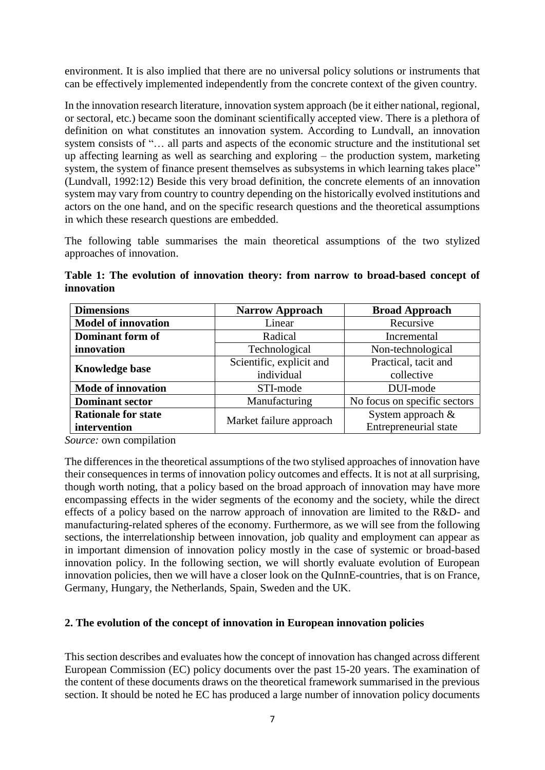environment. It is also implied that there are no universal policy solutions or instruments that can be effectively implemented independently from the concrete context of the given country.

In the innovation research literature, innovation system approach (be it either national, regional, or sectoral, etc.) became soon the dominant scientifically accepted view. There is a plethora of definition on what constitutes an innovation system. According to Lundvall, an innovation system consists of "… all parts and aspects of the economic structure and the institutional set up affecting learning as well as searching and exploring – the production system, marketing system, the system of finance present themselves as subsystems in which learning takes place" (Lundvall, 1992:12) Beside this very broad definition, the concrete elements of an innovation system may vary from country to country depending on the historically evolved institutions and actors on the one hand, and on the specific research questions and the theoretical assumptions in which these research questions are embedded.

The following table summarises the main theoretical assumptions of the two stylized approaches of innovation.

**Table 1: The evolution of innovation theory: from narrow to broad-based concept of innovation**

| Dimensions | Narrow Approach | Broad Approach |
|---|---|---|
| **Model of innovation** | Linear | Recursive |
| **Dominant form of innovation** | Radical<br>Technological | Incremental<br>Non-technological |
| **Knowledge base** | Scientific, explicit and individual | Practical, tacit and collective |
| **Mode of innovation** | STI-mode | DUI-mode |
| **Dominant sector** | Manufacturing | No focus on specific sectors |
| **Rationale for state intervention** | Market failure approach | System approach & Entrepreneurial state |

*Source:* own compilation

The differences in the theoretical assumptions of the two stylised approaches of innovation have their consequences in terms of innovation policy outcomes and effects. It is not at all surprising, though worth noting, that a policy based on the broad approach of innovation may have more encompassing effects in the wider segments of the economy and the society, while the direct effects of a policy based on the narrow approach of innovation are limited to the R&D- and manufacturing-related spheres of the economy. Furthermore, as we will see from the following sections, the interrelationship between innovation, job quality and employment can appear as in important dimension of innovation policy mostly in the case of systemic or broad-based innovation policy. In the following section, we will shortly evaluate evolution of European innovation policies, then we will have a closer look on the QuInnE-countries, that is on France, Germany, Hungary, the Netherlands, Spain, Sweden and the UK.

## 2. The evolution of the concept of innovation in European innovation policies

This section describes and evaluates how the concept of innovation has changed across different European Commission (EC) policy documents over the past 15-20 years. The examination of the content of these documents draws on the theoretical framework summarised in the previous section. It should be noted he EC has produced a large number of innovation policy documents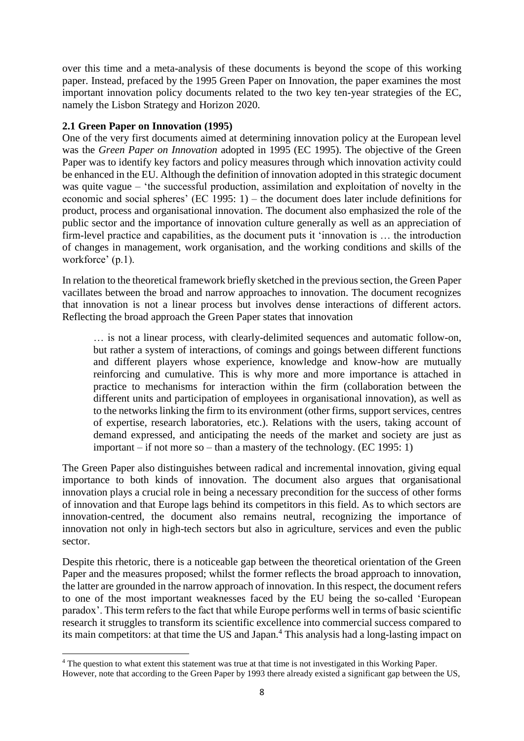over this time and a meta-analysis of these documents is beyond the scope of this working paper. Instead, prefaced by the 1995 Green Paper on Innovation, the paper examines the most important innovation policy documents related to the two key ten-year strategies of the EC, namely the Lisbon Strategy and Horizon 2020.

### 2.1 Green Paper on Innovation (1995)

One of the very first documents aimed at determining innovation policy at the European level was the *Green Paper on Innovation* adopted in 1995 (EC 1995). The objective of the Green Paper was to identify key factors and policy measures through which innovation activity could be enhanced in the EU. Although the definition of innovation adopted in this strategic document was quite vague – 'the successful production, assimilation and exploitation of novelty in the economic and social spheres' (EC 1995: 1) – the document does later include definitions for product, process and organisational innovation. The document also emphasized the role of the public sector and the importance of innovation culture generally as well as an appreciation of firm-level practice and capabilities, as the document puts it 'innovation is … the introduction of changes in management, work organisation, and the working conditions and skills of the workforce' (p.1).

In relation to the theoretical framework briefly sketched in the previous section, the Green Paper vacillates between the broad and narrow approaches to innovation. The document recognizes that innovation is not a linear process but involves dense interactions of different actors. Reflecting the broad approach the Green Paper states that innovation

> … is not a linear process, with clearly-delimited sequences and automatic follow-on, but rather a system of interactions, of comings and goings between different functions and different players whose experience, knowledge and know-how are mutually reinforcing and cumulative. This is why more and more importance is attached in practice to mechanisms for interaction within the firm (collaboration between the different units and participation of employees in organisational innovation), as well as to the networks linking the firm to its environment (other firms, support services, centres of expertise, research laboratories, etc.). Relations with the users, taking account of demand expressed, and anticipating the needs of the market and society are just as important – if not more so – than a mastery of the technology. (EC 1995: 1)

The Green Paper also distinguishes between radical and incremental innovation, giving equal importance to both kinds of innovation. The document also argues that organisational innovation plays a crucial role in being a necessary precondition for the success of other forms of innovation and that Europe lags behind its competitors in this field. As to which sectors are innovation-centred, the document also remains neutral, recognizing the importance of innovation not only in high-tech sectors but also in agriculture, services and even the public sector.

Despite this rhetoric, there is a noticeable gap between the theoretical orientation of the Green Paper and the measures proposed; whilst the former reflects the broad approach to innovation, the latter are grounded in the narrow approach of innovation. In this respect, the document refers to one of the most important weaknesses faced by the EU being the so-called 'European paradox'. This term refers to the fact that while Europe performs well in terms of basic scientific research it struggles to transform its scientific excellence into commercial success compared to its main competitors: at that time the US and Japan.[4] This analysis had a long-lasting impact on

---

[4] The question to what extent this statement was true at that time is not investigated in this Working Paper. However, note that according to the Green Paper by 1993 there already existed a significant gap between the US,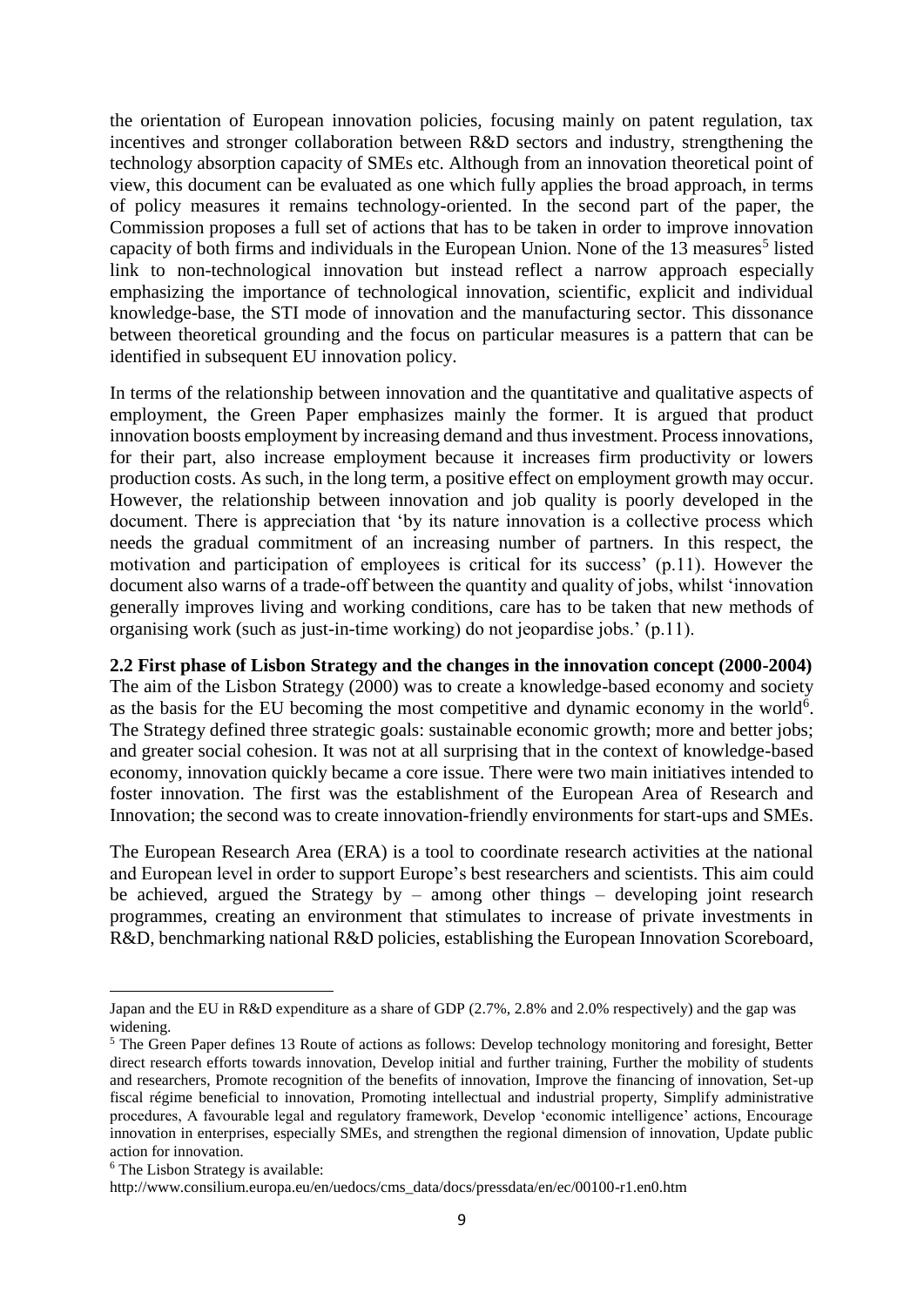the orientation of European innovation policies, focusing mainly on patent regulation, tax incentives and stronger collaboration between R&D sectors and industry, strengthening the technology absorption capacity of SMEs etc. Although from an innovation theoretical point of view, this document can be evaluated as one which fully applies the broad approach, in terms of policy measures it remains technology-oriented. In the second part of the paper, the Commission proposes a full set of actions that has to be taken in order to improve innovation capacity of both firms and individuals in the European Union. None of the 13 measures[5] listed link to non-technological innovation but instead reflect a narrow approach especially emphasizing the importance of technological innovation, scientific, explicit and individual knowledge-base, the STI mode of innovation and the manufacturing sector. This dissonance between theoretical grounding and the focus on particular measures is a pattern that can be identified in subsequent EU innovation policy.

In terms of the relationship between innovation and the quantitative and qualitative aspects of employment, the Green Paper emphasizes mainly the former. It is argued that product innovation boosts employment by increasing demand and thus investment. Process innovations, for their part, also increase employment because it increases firm productivity or lowers production costs. As such, in the long term, a positive effect on employment growth may occur. However, the relationship between innovation and job quality is poorly developed in the document. There is appreciation that 'by its nature innovation is a collective process which needs the gradual commitment of an increasing number of partners. In this respect, the motivation and participation of employees is critical for its success' (p.11). However the document also warns of a trade-off between the quantity and quality of jobs, whilst 'innovation generally improves living and working conditions, care has to be taken that new methods of organising work (such as just-in-time working) do not jeopardise jobs.' (p.11).

**2.2 First phase of Lisbon Strategy and the changes in the innovation concept (2000-2004)**

The aim of the Lisbon Strategy (2000) was to create a knowledge-based economy and society as the basis for the EU becoming the most competitive and dynamic economy in the world[6]. The Strategy defined three strategic goals: sustainable economic growth; more and better jobs; and greater social cohesion. It was not at all surprising that in the context of knowledge-based economy, innovation quickly became a core issue. There were two main initiatives intended to foster innovation. The first was the establishment of the European Area of Research and Innovation; the second was to create innovation-friendly environments for start-ups and SMEs.

The European Research Area (ERA) is a tool to coordinate research activities at the national and European level in order to support Europe's best researchers and scientists. This aim could be achieved, argued the Strategy by – among other things – developing joint research programmes, creating an environment that stimulates to increase of private investments in R&D, benchmarking national R&D policies, establishing the European Innovation Scoreboard,

---

Japan and the EU in R&D expenditure as a share of GDP (2.7%, 2.8% and 2.0% respectively) and the gap was widening.

[5] The Green Paper defines 13 Route of actions as follows: Develop technology monitoring and foresight, Better direct research efforts towards innovation, Develop initial and further training, Further the mobility of students and researchers, Promote recognition of the benefits of innovation, Improve the financing of innovation, Set-up fiscal régime beneficial to innovation, Promoting intellectual and industrial property, Simplify administrative procedures, A favourable legal and regulatory framework, Develop 'economic intelligence' actions, Encourage innovation in enterprises, especially SMEs, and strengthen the regional dimension of innovation, Update public action for innovation.

[6] The Lisbon Strategy is available: http://www.consilium.europa.eu/en/uedocs/cms_data/docs/pressdata/en/ec/00100-r1.en0.htm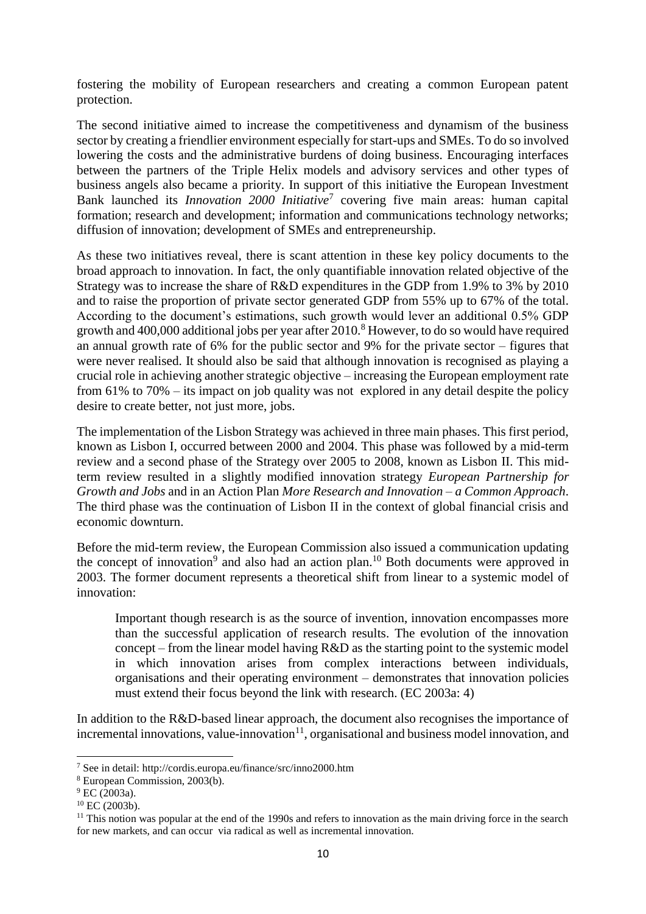fostering the mobility of European researchers and creating a common European patent protection.

The second initiative aimed to increase the competitiveness and dynamism of the business sector by creating a friendlier environment especially for start-ups and SMEs. To do so involved lowering the costs and the administrative burdens of doing business. Encouraging interfaces between the partners of the Triple Helix models and advisory services and other types of business angels also became a priority. In support of this initiative the European Investment Bank launched its *Innovation 2000 Initiative*[7] covering five main areas: human capital formation; research and development; information and communications technology networks; diffusion of innovation; development of SMEs and entrepreneurship.

As these two initiatives reveal, there is scant attention in these key policy documents to the broad approach to innovation. In fact, the only quantifiable innovation related objective of the Strategy was to increase the share of R&D expenditures in the GDP from 1.9% to 3% by 2010 and to raise the proportion of private sector generated GDP from 55% up to 67% of the total. According to the document's estimations, such growth would lever an additional 0.5% GDP growth and 400,000 additional jobs per year after 2010.[8] However, to do so would have required an annual growth rate of 6% for the public sector and 9% for the private sector – figures that were never realised. It should also be said that although innovation is recognised as playing a crucial role in achieving another strategic objective – increasing the European employment rate from 61% to 70% – its impact on job quality was not explored in any detail despite the policy desire to create better, not just more, jobs.

The implementation of the Lisbon Strategy was achieved in three main phases. This first period, known as Lisbon I, occurred between 2000 and 2004. This phase was followed by a mid-term review and a second phase of the Strategy over 2005 to 2008, known as Lisbon II. This mid-term review resulted in a slightly modified innovation strategy *European Partnership for Growth and Jobs* and in an Action Plan *More Research and Innovation – a Common Approach*. The third phase was the continuation of Lisbon II in the context of global financial crisis and economic downturn.

Before the mid-term review, the European Commission also issued a communication updating the concept of innovation[9] and also had an action plan.[10] Both documents were approved in 2003. The former document represents a theoretical shift from linear to a systemic model of innovation:

> Important though research is as the source of invention, innovation encompasses more than the successful application of research results. The evolution of the innovation concept – from the linear model having R&D as the starting point to the systemic model in which innovation arises from complex interactions between individuals, organisations and their operating environment – demonstrates that innovation policies must extend their focus beyond the link with research. (EC 2003a: 4)

In addition to the R&D-based linear approach, the document also recognises the importance of incremental innovations, value-innovation[11], organisational and business model innovation, and

---

[7] See in detail: http://cordis.europa.eu/finance/src/inno2000.htm

[8] European Commission, 2003(b).

[9] EC (2003a).

[10] EC (2003b).

[11] This notion was popular at the end of the 1990s and refers to innovation as the main driving force in the search for new markets, and can occur via radical as well as incremental innovation.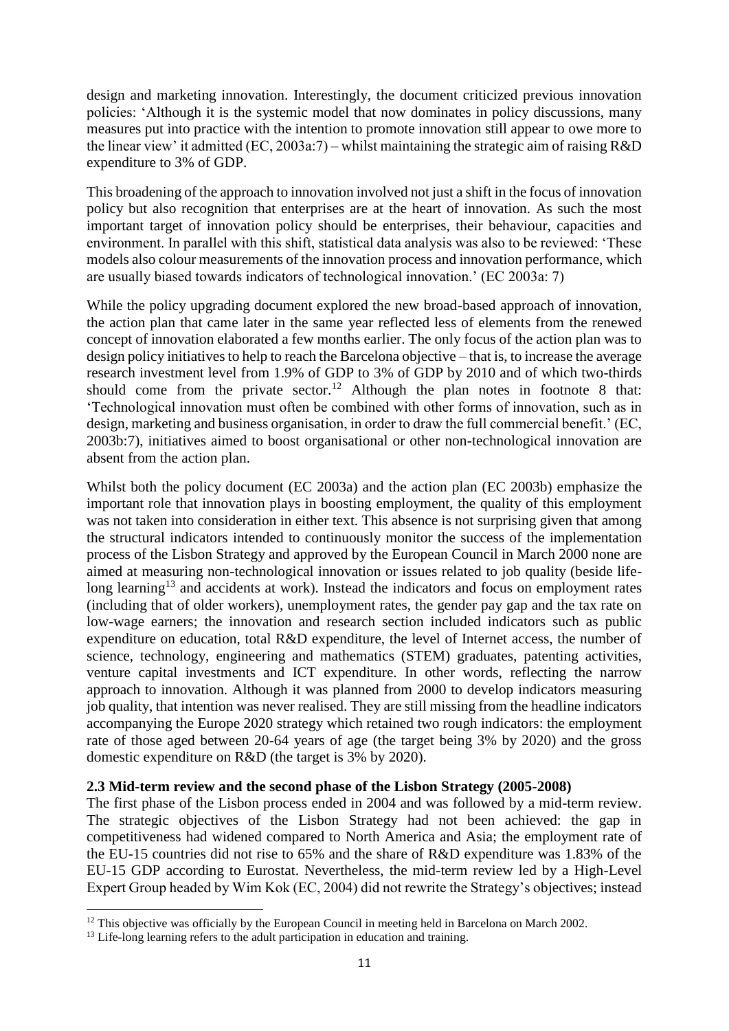design and marketing innovation. Interestingly, the document criticized previous innovation policies: 'Although it is the systemic model that now dominates in policy discussions, many measures put into practice with the intention to promote innovation still appear to owe more to the linear view' it admitted (EC, 2003a:7) – whilst maintaining the strategic aim of raising R&D expenditure to 3% of GDP.

This broadening of the approach to innovation involved not just a shift in the focus of innovation policy but also recognition that enterprises are at the heart of innovation. As such the most important target of innovation policy should be enterprises, their behaviour, capacities and environment. In parallel with this shift, statistical data analysis was also to be reviewed: 'These models also colour measurements of the innovation process and innovation performance, which are usually biased towards indicators of technological innovation.' (EC 2003a: 7)

While the policy upgrading document explored the new broad-based approach of innovation, the action plan that came later in the same year reflected less of elements from the renewed concept of innovation elaborated a few months earlier. The only focus of the action plan was to design policy initiatives to help to reach the Barcelona objective – that is, to increase the average research investment level from 1.9% of GDP to 3% of GDP by 2010 and of which two-thirds should come from the private sector.[12] Although the plan notes in footnote 8 that: 'Technological innovation must often be combined with other forms of innovation, such as in design, marketing and business organisation, in order to draw the full commercial benefit.' (EC, 2003b:7), initiatives aimed to boost organisational or other non-technological innovation are absent from the action plan.

Whilst both the policy document (EC 2003a) and the action plan (EC 2003b) emphasize the important role that innovation plays in boosting employment, the quality of this employment was not taken into consideration in either text. This absence is not surprising given that among the structural indicators intended to continuously monitor the success of the implementation process of the Lisbon Strategy and approved by the European Council in March 2000 none are aimed at measuring non-technological innovation or issues related to job quality (beside life-long learning[13] and accidents at work). Instead the indicators and focus on employment rates (including that of older workers), unemployment rates, the gender pay gap and the tax rate on low-wage earners; the innovation and research section included indicators such as public expenditure on education, total R&D expenditure, the level of Internet access, the number of science, technology, engineering and mathematics (STEM) graduates, patenting activities, venture capital investments and ICT expenditure. In other words, reflecting the narrow approach to innovation. Although it was planned from 2000 to develop indicators measuring job quality, that intention was never realised. They are still missing from the headline indicators accompanying the Europe 2020 strategy which retained two rough indicators: the employment rate of those aged between 20-64 years of age (the target being 3% by 2020) and the gross domestic expenditure on R&D (the target is 3% by 2020).

### 2.3 Mid-term review and the second phase of the Lisbon Strategy (2005-2008)

The first phase of the Lisbon process ended in 2004 and was followed by a mid-term review. The strategic objectives of the Lisbon Strategy had not been achieved: the gap in competitiveness had widened compared to North America and Asia; the employment rate of the EU-15 countries did not rise to 65% and the share of R&D expenditure was 1.83% of the EU-15 GDP according to Eurostat. Nevertheless, the mid-term review led by a High-Level Expert Group headed by Wim Kok (EC, 2004) did not rewrite the Strategy's objectives; instead

---

[12] This objective was officially by the European Council in meeting held in Barcelona on March 2002.

[13] Life-long learning refers to the adult participation in education and training.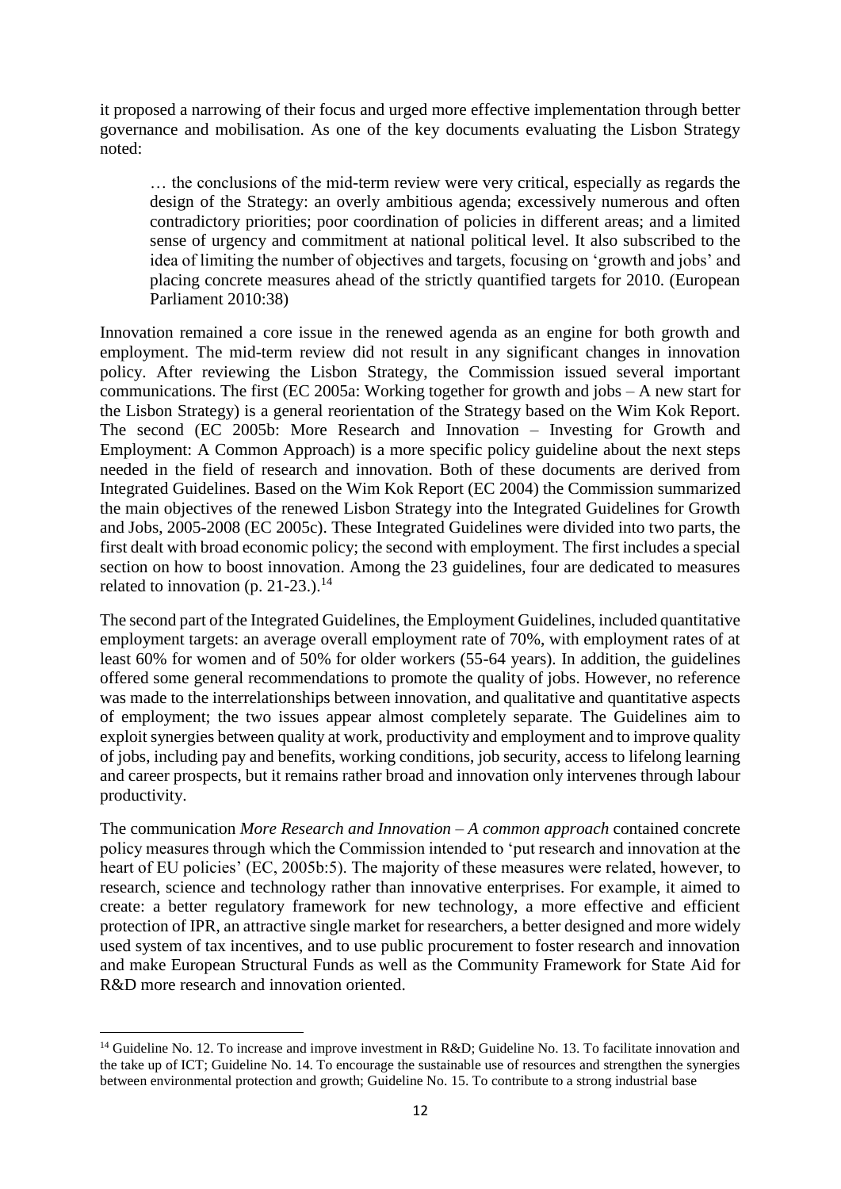it proposed a narrowing of their focus and urged more effective implementation through better governance and mobilisation. As one of the key documents evaluating the Lisbon Strategy noted:

> … the conclusions of the mid-term review were very critical, especially as regards the design of the Strategy: an overly ambitious agenda; excessively numerous and often contradictory priorities; poor coordination of policies in different areas; and a limited sense of urgency and commitment at national political level. It also subscribed to the idea of limiting the number of objectives and targets, focusing on 'growth and jobs' and placing concrete measures ahead of the strictly quantified targets for 2010. (European Parliament 2010:38)

Innovation remained a core issue in the renewed agenda as an engine for both growth and employment. The mid-term review did not result in any significant changes in innovation policy. After reviewing the Lisbon Strategy, the Commission issued several important communications. The first (EC 2005a: Working together for growth and jobs – A new start for the Lisbon Strategy) is a general reorientation of the Strategy based on the Wim Kok Report. The second (EC 2005b: More Research and Innovation – Investing for Growth and Employment: A Common Approach) is a more specific policy guideline about the next steps needed in the field of research and innovation. Both of these documents are derived from Integrated Guidelines. Based on the Wim Kok Report (EC 2004) the Commission summarized the main objectives of the renewed Lisbon Strategy into the Integrated Guidelines for Growth and Jobs, 2005-2008 (EC 2005c). These Integrated Guidelines were divided into two parts, the first dealt with broad economic policy; the second with employment. The first includes a special section on how to boost innovation. Among the 23 guidelines, four are dedicated to measures related to innovation (p. 21-23.).[14]

The second part of the Integrated Guidelines, the Employment Guidelines, included quantitative employment targets: an average overall employment rate of 70%, with employment rates of at least 60% for women and of 50% for older workers (55-64 years). In addition, the guidelines offered some general recommendations to promote the quality of jobs. However, no reference was made to the interrelationships between innovation, and qualitative and quantitative aspects of employment; the two issues appear almost completely separate. The Guidelines aim to exploit synergies between quality at work, productivity and employment and to improve quality of jobs, including pay and benefits, working conditions, job security, access to lifelong learning and career prospects, but it remains rather broad and innovation only intervenes through labour productivity.

The communication *More Research and Innovation – A common approach* contained concrete policy measures through which the Commission intended to 'put research and innovation at the heart of EU policies' (EC, 2005b:5). The majority of these measures were related, however, to research, science and technology rather than innovative enterprises. For example, it aimed to create: a better regulatory framework for new technology, a more effective and efficient protection of IPR, an attractive single market for researchers, a better designed and more widely used system of tax incentives, and to use public procurement to foster research and innovation and make European Structural Funds as well as the Community Framework for State Aid for R&D more research and innovation oriented.

[14] Guideline No. 12. To increase and improve investment in R&D; Guideline No. 13. To facilitate innovation and the take up of ICT; Guideline No. 14. To encourage the sustainable use of resources and strengthen the synergies between environmental protection and growth; Guideline No. 15. To contribute to a strong industrial base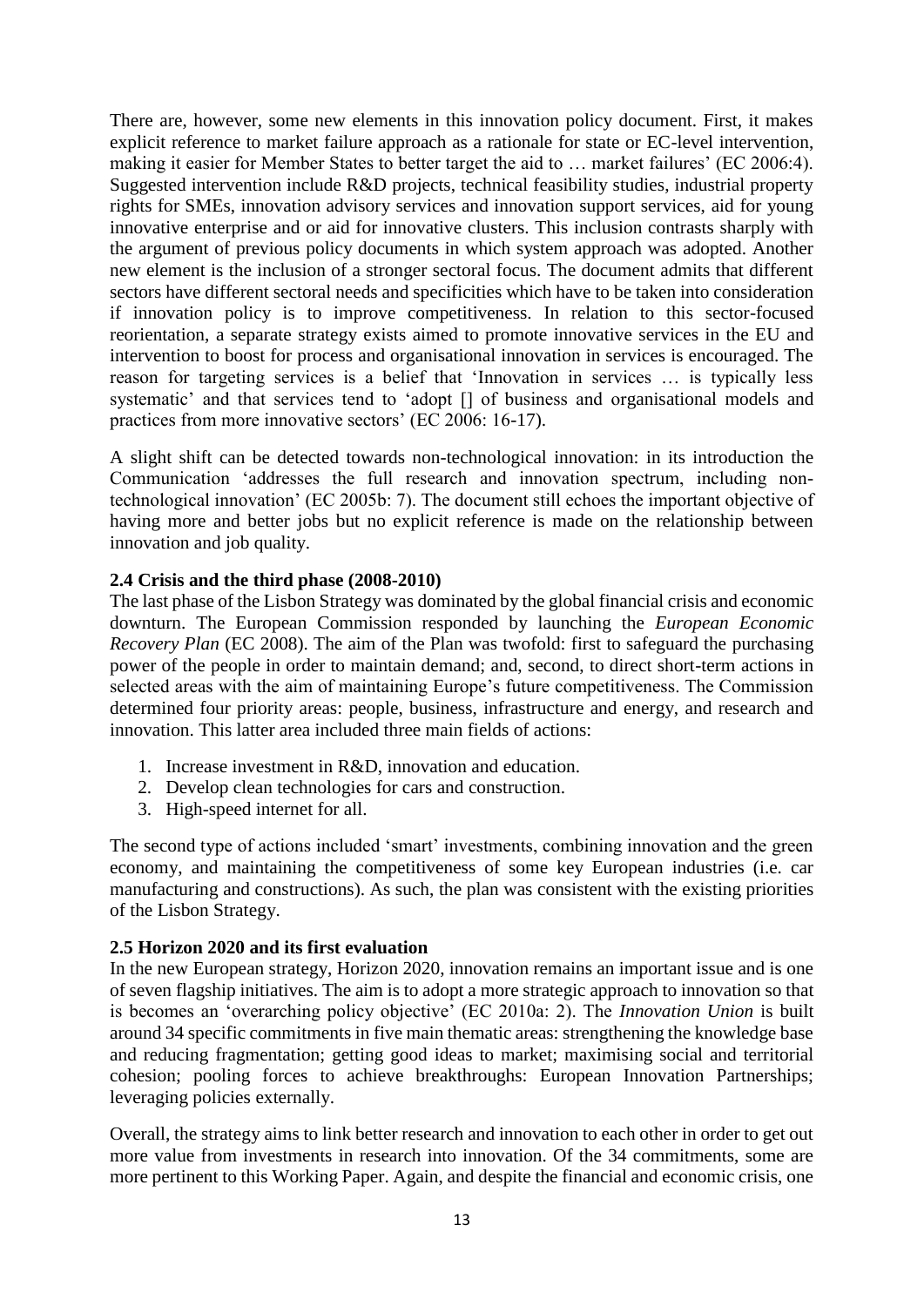There are, however, some new elements in this innovation policy document. First, it makes explicit reference to market failure approach as a rationale for state or EC-level intervention, making it easier for Member States to better target the aid to … market failures' (EC 2006:4). Suggested intervention include R&D projects, technical feasibility studies, industrial property rights for SMEs, innovation advisory services and innovation support services, aid for young innovative enterprise and or aid for innovative clusters. This inclusion contrasts sharply with the argument of previous policy documents in which system approach was adopted. Another new element is the inclusion of a stronger sectoral focus. The document admits that different sectors have different sectoral needs and specificities which have to be taken into consideration if innovation policy is to improve competitiveness. In relation to this sector-focused reorientation, a separate strategy exists aimed to promote innovative services in the EU and intervention to boost for process and organisational innovation in services is encouraged. The reason for targeting services is a belief that 'Innovation in services … is typically less systematic' and that services tend to 'adopt [] of business and organisational models and practices from more innovative sectors' (EC 2006: 16-17).

A slight shift can be detected towards non-technological innovation: in its introduction the Communication 'addresses the full research and innovation spectrum, including non-technological innovation' (EC 2005b: 7). The document still echoes the important objective of having more and better jobs but no explicit reference is made on the relationship between innovation and job quality.

### 2.4 Crisis and the third phase (2008-2010)

The last phase of the Lisbon Strategy was dominated by the global financial crisis and economic downturn. The European Commission responded by launching the *European Economic Recovery Plan* (EC 2008). The aim of the Plan was twofold: first to safeguard the purchasing power of the people in order to maintain demand; and, second, to direct short-term actions in selected areas with the aim of maintaining Europe's future competitiveness. The Commission determined four priority areas: people, business, infrastructure and energy, and research and innovation. This latter area included three main fields of actions:

1. Increase investment in R&D, innovation and education.
2. Develop clean technologies for cars and construction.
3. High-speed internet for all.

The second type of actions included 'smart' investments, combining innovation and the green economy, and maintaining the competitiveness of some key European industries (i.e. car manufacturing and constructions). As such, the plan was consistent with the existing priorities of the Lisbon Strategy.

### 2.5 Horizon 2020 and its first evaluation

In the new European strategy, Horizon 2020, innovation remains an important issue and is one of seven flagship initiatives. The aim is to adopt a more strategic approach to innovation so that is becomes an 'overarching policy objective' (EC 2010a: 2). The *Innovation Union* is built around 34 specific commitments in five main thematic areas: strengthening the knowledge base and reducing fragmentation; getting good ideas to market; maximising social and territorial cohesion; pooling forces to achieve breakthroughs: European Innovation Partnerships; leveraging policies externally.

Overall, the strategy aims to link better research and innovation to each other in order to get out more value from investments in research into innovation. Of the 34 commitments, some are more pertinent to this Working Paper. Again, and despite the financial and economic crisis, one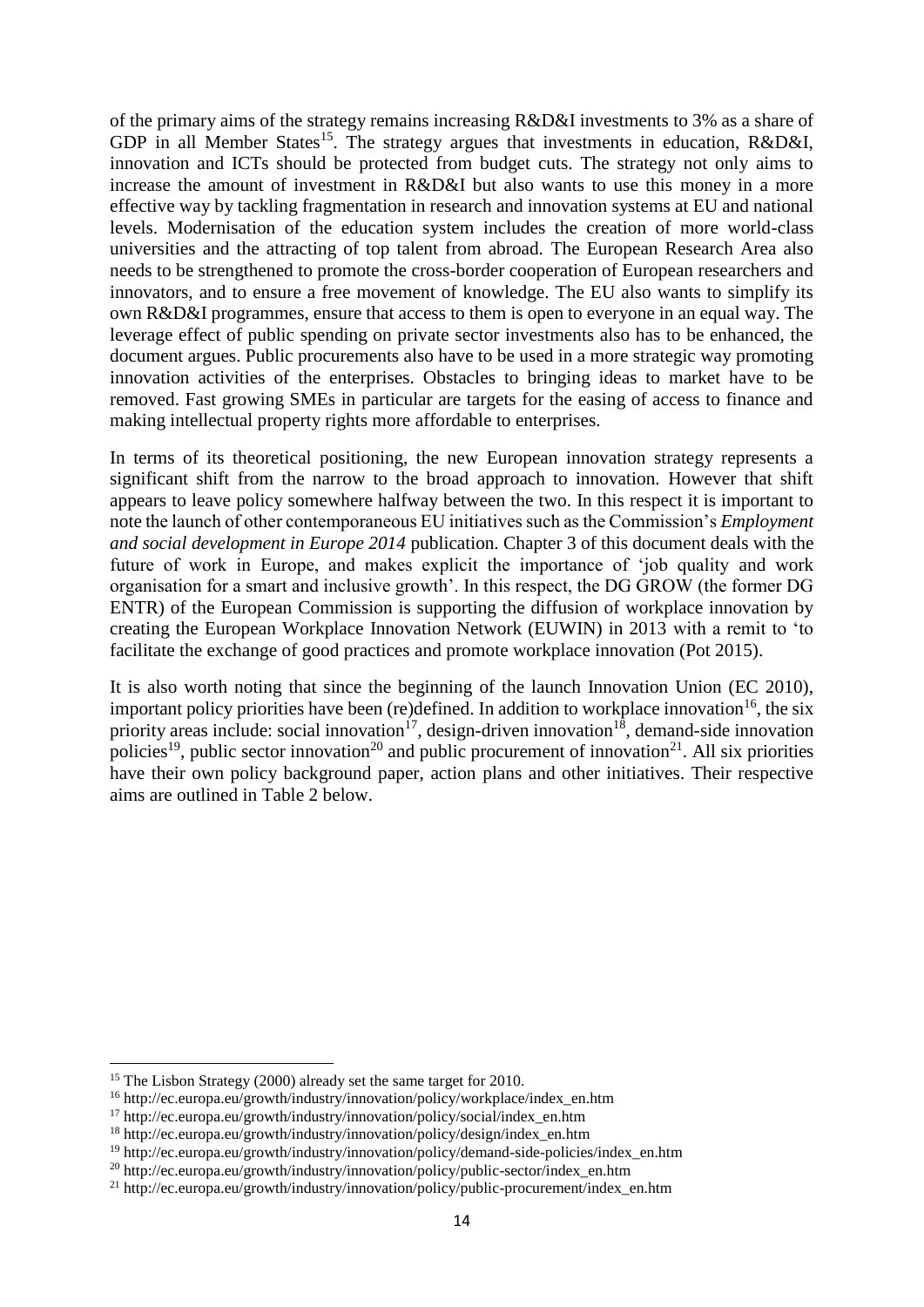of the primary aims of the strategy remains increasing R&D&I investments to 3% as a share of GDP in all Member States[15]. The strategy argues that investments in education, R&D&I, innovation and ICTs should be protected from budget cuts. The strategy not only aims to increase the amount of investment in R&D&I but also wants to use this money in a more effective way by tackling fragmentation in research and innovation systems at EU and national levels. Modernisation of the education system includes the creation of more world-class universities and the attracting of top talent from abroad. The European Research Area also needs to be strengthened to promote the cross-border cooperation of European researchers and innovators, and to ensure a free movement of knowledge. The EU also wants to simplify its own R&D&I programmes, ensure that access to them is open to everyone in an equal way. The leverage effect of public spending on private sector investments also has to be enhanced, the document argues. Public procurements also have to be used in a more strategic way promoting innovation activities of the enterprises. Obstacles to bringing ideas to market have to be removed. Fast growing SMEs in particular are targets for the easing of access to finance and making intellectual property rights more affordable to enterprises.

In terms of its theoretical positioning, the new European innovation strategy represents a significant shift from the narrow to the broad approach to innovation. However that shift appears to leave policy somewhere halfway between the two. In this respect it is important to note the launch of other contemporaneous EU initiatives such as the Commission's *Employment and social development in Europe 2014* publication. Chapter 3 of this document deals with the future of work in Europe, and makes explicit the importance of 'job quality and work organisation for a smart and inclusive growth'. In this respect, the DG GROW (the former DG ENTR) of the European Commission is supporting the diffusion of workplace innovation by creating the European Workplace Innovation Network (EUWIN) in 2013 with a remit to 'to facilitate the exchange of good practices and promote workplace innovation (Pot 2015).

It is also worth noting that since the beginning of the launch Innovation Union (EC 2010), important policy priorities have been (re)defined. In addition to workplace innovation[16], the six priority areas include: social innovation[17], design-driven innovation[18], demand-side innovation policies[19], public sector innovation[20] and public procurement of innovation[21]. All six priorities have their own policy background paper, action plans and other initiatives. Their respective aims are outlined in Table 2 below.

[15] The Lisbon Strategy (2000) already set the same target for 2010.

[16] http://ec.europa.eu/growth/industry/innovation/policy/workplace/index_en.htm

[17] http://ec.europa.eu/growth/industry/innovation/policy/social/index_en.htm

[18] http://ec.europa.eu/growth/industry/innovation/policy/design/index_en.htm

[19] http://ec.europa.eu/growth/industry/innovation/policy/demand-side-policies/index_en.htm

[20] http://ec.europa.eu/growth/industry/innovation/policy/public-sector/index_en.htm

[21] http://ec.europa.eu/growth/industry/innovation/policy/public-procurement/index_en.htm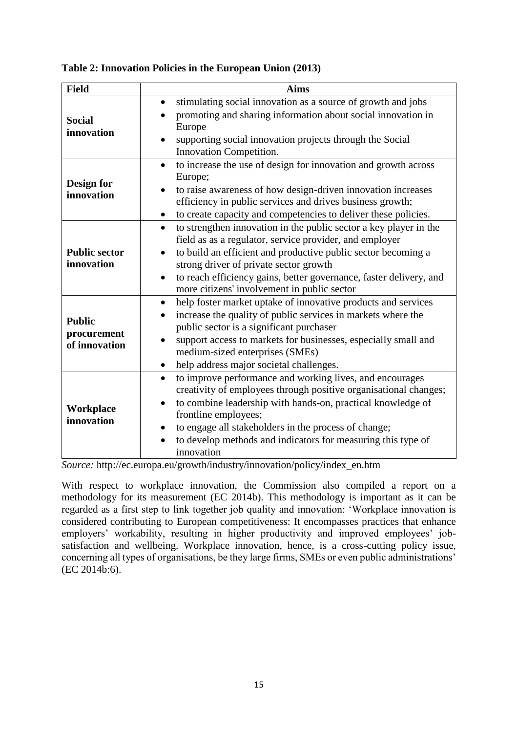**Table 2: Innovation Policies in the European Union (2013)**

| Field | Aims |
|---|---|
| **Social innovation** | • stimulating social innovation as a source of growth and jobs<br>• promoting and sharing information about social innovation in Europe<br>• supporting social innovation projects through the Social Innovation Competition. |
| **Design for innovation** | • to increase the use of design for innovation and growth across Europe;<br>• to raise awareness of how design-driven innovation increases efficiency in public services and drives business growth;<br>• to create capacity and competencies to deliver these policies. |
| **Public sector innovation** | • to strengthen innovation in the public sector a key player in the field as as a regulator, service provider, and employer<br>• to build an efficient and productive public sector becoming a strong driver of private sector growth<br>• to reach efficiency gains, better governance, faster delivery, and more citizens' involvement in public sector |
| **Public procurement of innovation** | • help foster market uptake of innovative products and services<br>• increase the quality of public services in markets where the public sector is a significant purchaser<br>• support access to markets for businesses, especially small and medium-sized enterprises (SMEs)<br>• help address major societal challenges. |
| **Workplace innovation** | • to improve performance and working lives, and encourages creativity of employees through positive organisational changes;<br>• to combine leadership with hands-on, practical knowledge of frontline employees;<br>• to engage all stakeholders in the process of change;<br>• to develop methods and indicators for measuring this type of innovation |

*Source:* http://ec.europa.eu/growth/industry/innovation/policy/index_en.htm

With respect to workplace innovation, the Commission also compiled a report on a methodology for its measurement (EC 2014b). This methodology is important as it can be regarded as a first step to link together job quality and innovation: 'Workplace innovation is considered contributing to European competitiveness: It encompasses practices that enhance employers' workability, resulting in higher productivity and improved employees' job-satisfaction and wellbeing. Workplace innovation, hence, is a cross-cutting policy issue, concerning all types of organisations, be they large firms, SMEs or even public administrations' (EC 2014b:6).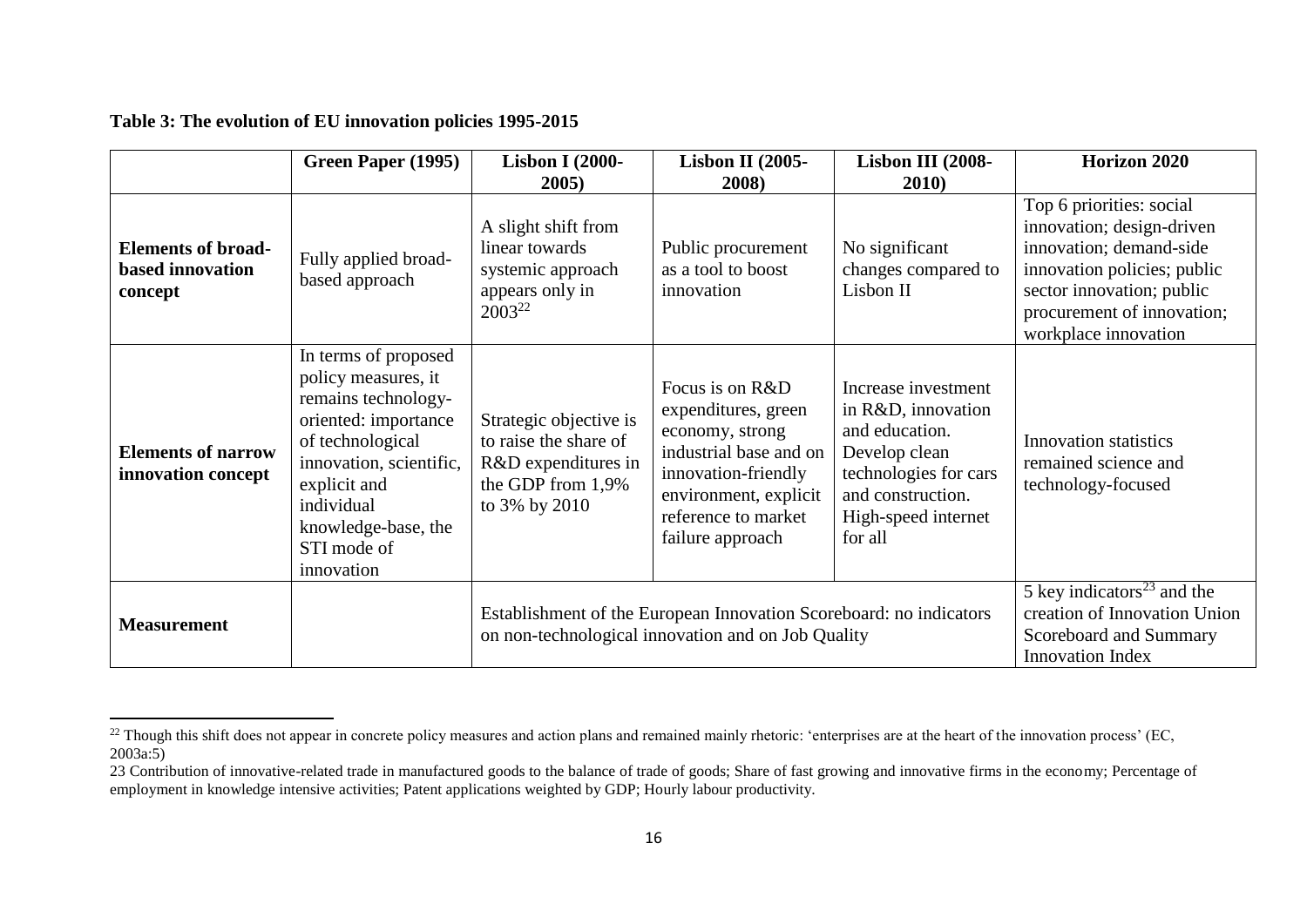**Table 3: The evolution of EU innovation policies 1995-2015**

| | Green Paper (1995) | Lisbon I (2000-2005) | Lisbon II (2005-2008) | Lisbon III (2008-2010) | Horizon 2020 |
|---|---|---|---|---|---|
| **Elements of broad-based innovation concept** | Fully applied broad-based approach | A slight shift from linear towards systemic approach appears only in 2003[22] | Public procurement as a tool to boost innovation | No significant changes compared to Lisbon II | Top 6 priorities: social innovation; design-driven innovation; demand-side innovation policies; public sector innovation; public procurement of innovation; workplace innovation |
| **Elements of narrow innovation concept** | In terms of proposed policy measures, it remains technology-oriented: importance of technological innovation, scientific, explicit and individual knowledge-base, the STI mode of innovation | Strategic objective is to raise the share of R&D expenditures in the GDP from 1,9% to 3% by 2010 | Focus is on R&D expenditures, green economy, strong industrial base and on innovation-friendly environment, explicit reference to market failure approach | Increase investment in R&D, innovation and education. Develop clean technologies for cars and construction. High-speed internet for all | Innovation statistics remained science and technology-focused |
| **Measurement** | | Establishment of the European Innovation Scoreboard: no indicators on non-technological innovation and on Job Quality | | | 5 key indicators[23] and the creation of Innovation Union Scoreboard and Summary Innovation Index |

[22] Though this shift does not appear in concrete policy measures and action plans and remained mainly rhetoric: 'enterprises are at the heart of the innovation process' (EC, 2003a:5)

23 Contribution of innovative-related trade in manufactured goods to the balance of trade of goods; Share of fast growing and innovative firms in the economy; Percentage of employment in knowledge intensive activities; Patent applications weighted by GDP; Hourly labour productivity.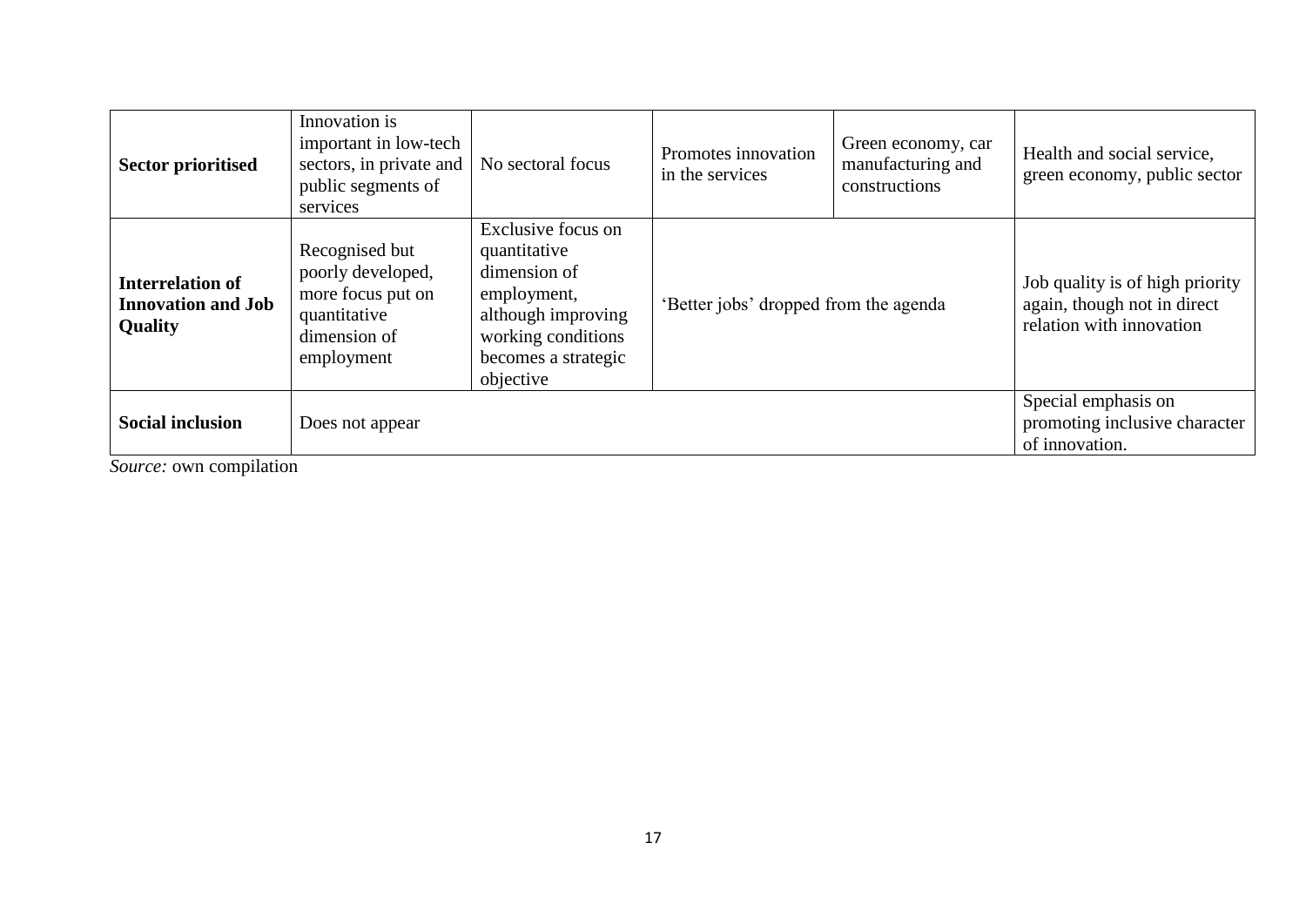| | | | | | |
|---|---|---|---|---|---|
| **Sector prioritised** | Innovation is important in low-tech sectors, in private and public segments of services | No sectoral focus | Promotes innovation in the services | Green economy, car manufacturing and constructions | Health and social service, green economy, public sector |
| **Interrelation of Innovation and Job Quality** | Recognised but poorly developed, more focus put on quantitative dimension of employment | Exclusive focus on quantitative dimension of employment, although improving working conditions becomes a strategic objective | 'Better jobs' dropped from the agenda | | Job quality is of high priority again, though not in direct relation with innovation |
| **Social inclusion** | Does not appear | | | | Special emphasis on promoting inclusive character of innovation. |

*Source:* own compilation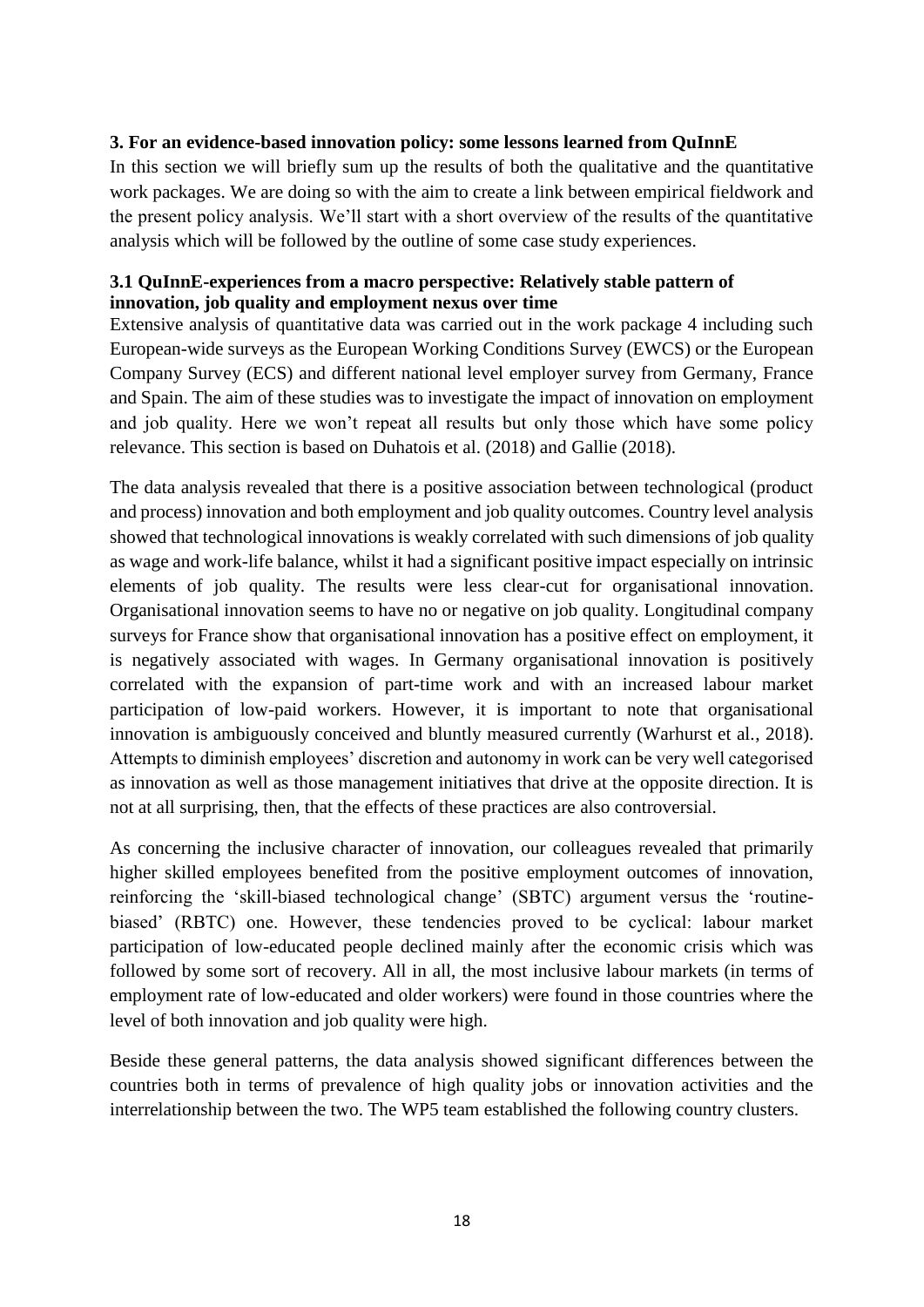## 3. For an evidence-based innovation policy: some lessons learned from QuInnE

In this section we will briefly sum up the results of both the qualitative and the quantitative work packages. We are doing so with the aim to create a link between empirical fieldwork and the present policy analysis. We'll start with a short overview of the results of the quantitative analysis which will be followed by the outline of some case study experiences.

### 3.1 QuInnE-experiences from a macro perspective: Relatively stable pattern of innovation, job quality and employment nexus over time

Extensive analysis of quantitative data was carried out in the work package 4 including such European-wide surveys as the European Working Conditions Survey (EWCS) or the European Company Survey (ECS) and different national level employer survey from Germany, France and Spain. The aim of these studies was to investigate the impact of innovation on employment and job quality. Here we won't repeat all results but only those which have some policy relevance. This section is based on Duhatois et al. (2018) and Gallie (2018).

The data analysis revealed that there is a positive association between technological (product and process) innovation and both employment and job quality outcomes. Country level analysis showed that technological innovations is weakly correlated with such dimensions of job quality as wage and work-life balance, whilst it had a significant positive impact especially on intrinsic elements of job quality. The results were less clear-cut for organisational innovation. Organisational innovation seems to have no or negative on job quality. Longitudinal company surveys for France show that organisational innovation has a positive effect on employment, it is negatively associated with wages. In Germany organisational innovation is positively correlated with the expansion of part-time work and with an increased labour market participation of low-paid workers. However, it is important to note that organisational innovation is ambiguously conceived and bluntly measured currently (Warhurst et al., 2018). Attempts to diminish employees' discretion and autonomy in work can be very well categorised as innovation as well as those management initiatives that drive at the opposite direction. It is not at all surprising, then, that the effects of these practices are also controversial.

As concerning the inclusive character of innovation, our colleagues revealed that primarily higher skilled employees benefited from the positive employment outcomes of innovation, reinforcing the 'skill-biased technological change' (SBTC) argument versus the 'routine-biased' (RBTC) one. However, these tendencies proved to be cyclical: labour market participation of low-educated people declined mainly after the economic crisis which was followed by some sort of recovery. All in all, the most inclusive labour markets (in terms of employment rate of low-educated and older workers) were found in those countries where the level of both innovation and job quality were high.

Beside these general patterns, the data analysis showed significant differences between the countries both in terms of prevalence of high quality jobs or innovation activities and the interrelationship between the two. The WP5 team established the following country clusters.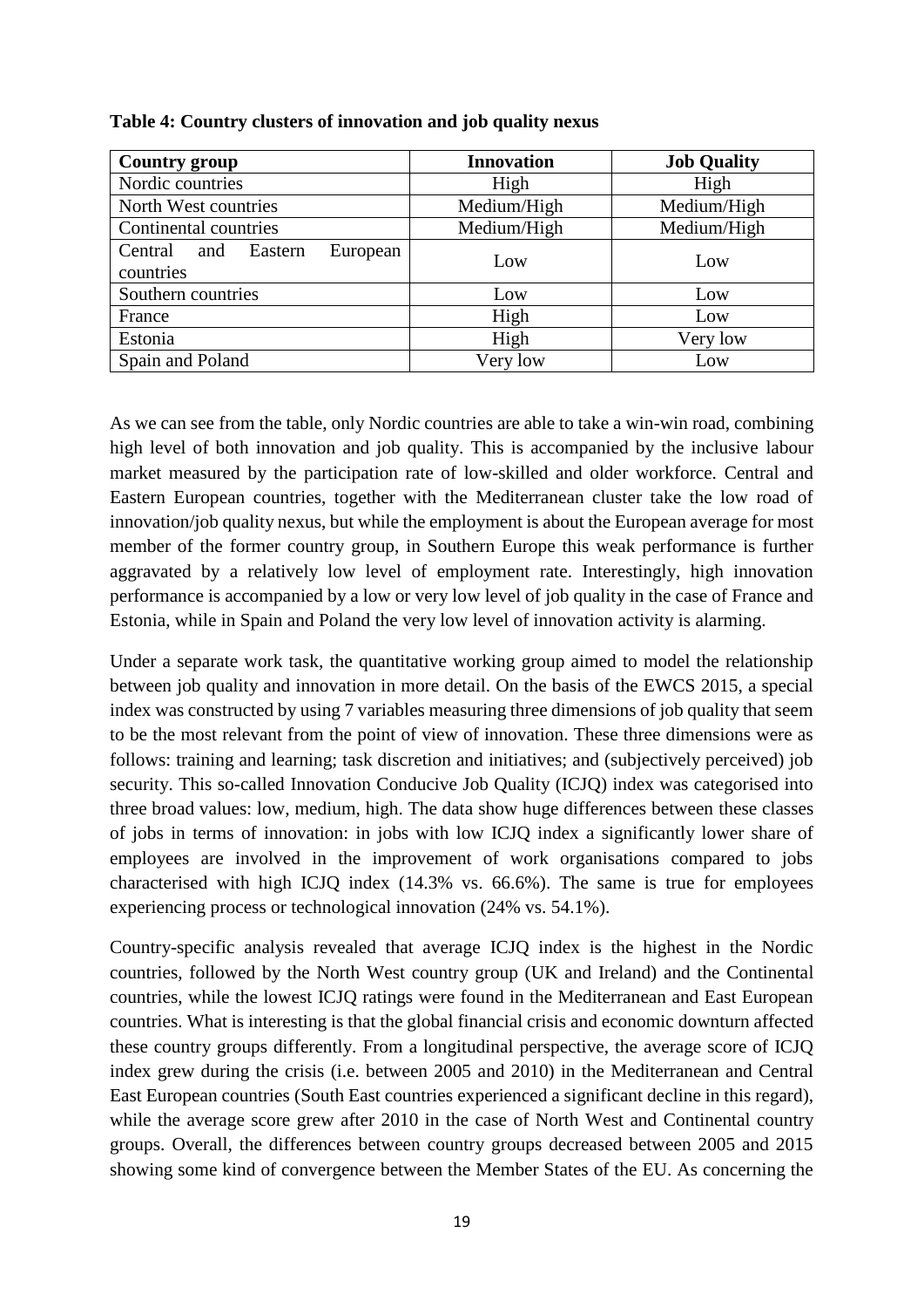**Table 4: Country clusters of innovation and job quality nexus**

| Country group | Innovation | Job Quality |
|---|---|---|
| Nordic countries | High | High |
| North West countries | Medium/High | Medium/High |
| Continental countries | Medium/High | Medium/High |
| Central and Eastern European countries | Low | Low |
| Southern countries | Low | Low |
| France | High | Low |
| Estonia | High | Very low |
| Spain and Poland | Very low | Low |

As we can see from the table, only Nordic countries are able to take a win-win road, combining high level of both innovation and job quality. This is accompanied by the inclusive labour market measured by the participation rate of low-skilled and older workforce. Central and Eastern European countries, together with the Mediterranean cluster take the low road of innovation/job quality nexus, but while the employment is about the European average for most member of the former country group, in Southern Europe this weak performance is further aggravated by a relatively low level of employment rate. Interestingly, high innovation performance is accompanied by a low or very low level of job quality in the case of France and Estonia, while in Spain and Poland the very low level of innovation activity is alarming.

Under a separate work task, the quantitative working group aimed to model the relationship between job quality and innovation in more detail. On the basis of the EWCS 2015, a special index was constructed by using 7 variables measuring three dimensions of job quality that seem to be the most relevant from the point of view of innovation. These three dimensions were as follows: training and learning; task discretion and initiatives; and (subjectively perceived) job security. This so-called Innovation Conducive Job Quality (ICJQ) index was categorised into three broad values: low, medium, high. The data show huge differences between these classes of jobs in terms of innovation: in jobs with low ICJQ index a significantly lower share of employees are involved in the improvement of work organisations compared to jobs characterised with high ICJQ index (14.3% vs. 66.6%). The same is true for employees experiencing process or technological innovation (24% vs. 54.1%).

Country-specific analysis revealed that average ICJQ index is the highest in the Nordic countries, followed by the North West country group (UK and Ireland) and the Continental countries, while the lowest ICJQ ratings were found in the Mediterranean and East European countries. What is interesting is that the global financial crisis and economic downturn affected these country groups differently. From a longitudinal perspective, the average score of ICJQ index grew during the crisis (i.e. between 2005 and 2010) in the Mediterranean and Central East European countries (South East countries experienced a significant decline in this regard), while the average score grew after 2010 in the case of North West and Continental country groups. Overall, the differences between country groups decreased between 2005 and 2015 showing some kind of convergence between the Member States of the EU. As concerning the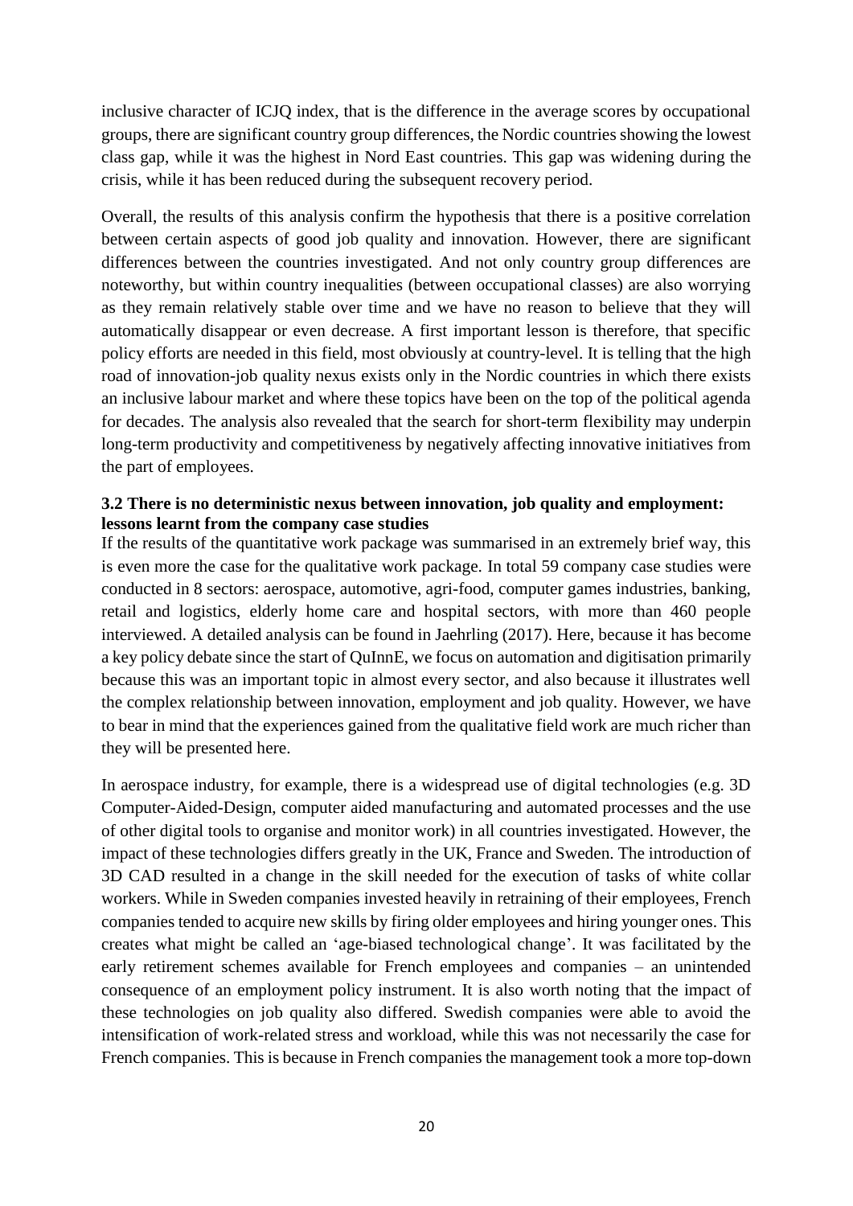inclusive character of ICJQ index, that is the difference in the average scores by occupational groups, there are significant country group differences, the Nordic countries showing the lowest class gap, while it was the highest in Nord East countries. This gap was widening during the crisis, while it has been reduced during the subsequent recovery period.

Overall, the results of this analysis confirm the hypothesis that there is a positive correlation between certain aspects of good job quality and innovation. However, there are significant differences between the countries investigated. And not only country group differences are noteworthy, but within country inequalities (between occupational classes) are also worrying as they remain relatively stable over time and we have no reason to believe that they will automatically disappear or even decrease. A first important lesson is therefore, that specific policy efforts are needed in this field, most obviously at country-level. It is telling that the high road of innovation-job quality nexus exists only in the Nordic countries in which there exists an inclusive labour market and where these topics have been on the top of the political agenda for decades. The analysis also revealed that the search for short-term flexibility may underpin long-term productivity and competitiveness by negatively affecting innovative initiatives from the part of employees.

### 3.2 There is no deterministic nexus between innovation, job quality and employment: lessons learnt from the company case studies

If the results of the quantitative work package was summarised in an extremely brief way, this is even more the case for the qualitative work package. In total 59 company case studies were conducted in 8 sectors: aerospace, automotive, agri-food, computer games industries, banking, retail and logistics, elderly home care and hospital sectors, with more than 460 people interviewed. A detailed analysis can be found in Jaehrling (2017). Here, because it has become a key policy debate since the start of QuInnE, we focus on automation and digitisation primarily because this was an important topic in almost every sector, and also because it illustrates well the complex relationship between innovation, employment and job quality. However, we have to bear in mind that the experiences gained from the qualitative field work are much richer than they will be presented here.

In aerospace industry, for example, there is a widespread use of digital technologies (e.g. 3D Computer-Aided-Design, computer aided manufacturing and automated processes and the use of other digital tools to organise and monitor work) in all countries investigated. However, the impact of these technologies differs greatly in the UK, France and Sweden. The introduction of 3D CAD resulted in a change in the skill needed for the execution of tasks of white collar workers. While in Sweden companies invested heavily in retraining of their employees, French companies tended to acquire new skills by firing older employees and hiring younger ones. This creates what might be called an 'age-biased technological change'. It was facilitated by the early retirement schemes available for French employees and companies – an unintended consequence of an employment policy instrument. It is also worth noting that the impact of these technologies on job quality also differed. Swedish companies were able to avoid the intensification of work-related stress and workload, while this was not necessarily the case for French companies. This is because in French companies the management took a more top-down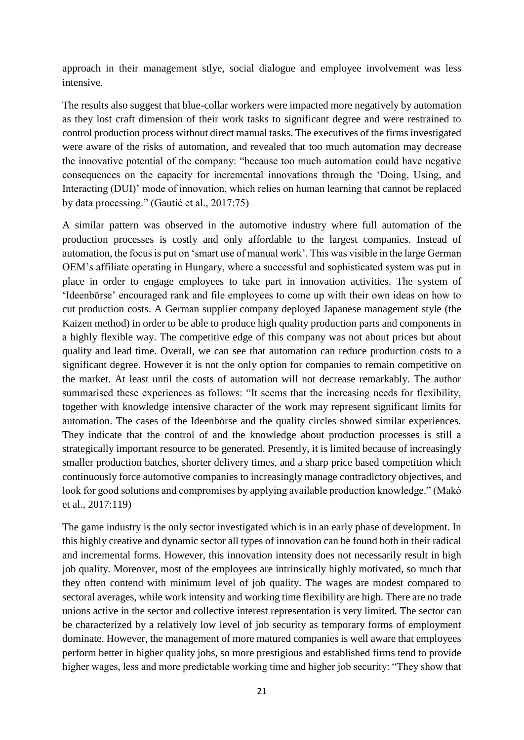approach in their management stlye, social dialogue and employee involvement was less intensive.

The results also suggest that blue-collar workers were impacted more negatively by automation as they lost craft dimension of their work tasks to significant degree and were restrained to control production process without direct manual tasks. The executives of the firms investigated were aware of the risks of automation, and revealed that too much automation may decrease the innovative potential of the company: "because too much automation could have negative consequences on the capacity for incremental innovations through the 'Doing, Using, and Interacting (DUI)' mode of innovation, which relies on human learning that cannot be replaced by data processing." (Gautié et al., 2017:75)

A similar pattern was observed in the automotive industry where full automation of the production processes is costly and only affordable to the largest companies. Instead of automation, the focus is put on 'smart use of manual work'. This was visible in the large German OEM's affiliate operating in Hungary, where a successful and sophisticated system was put in place in order to engage employees to take part in innovation activities. The system of 'Ideenbörse' encouraged rank and file employees to come up with their own ideas on how to cut production costs. A German supplier company deployed Japanese management style (the Kaizen method) in order to be able to produce high quality production parts and components in a highly flexible way. The competitive edge of this company was not about prices but about quality and lead time. Overall, we can see that automation can reduce production costs to a significant degree. However it is not the only option for companies to remain competitive on the market. At least until the costs of automation will not decrease remarkably. The author summarised these experiences as follows: "It seems that the increasing needs for flexibility, together with knowledge intensive character of the work may represent significant limits for automation. The cases of the Ideenbörse and the quality circles showed similar experiences. They indicate that the control of and the knowledge about production processes is still a strategically important resource to be generated. Presently, it is limited because of increasingly smaller production batches, shorter delivery times, and a sharp price based competition which continuously force automotive companies to increasingly manage contradictory objectives, and look for good solutions and compromises by applying available production knowledge." (Makó et al., 2017:119)

The game industry is the only sector investigated which is in an early phase of development. In this highly creative and dynamic sector all types of innovation can be found both in their radical and incremental forms. However, this innovation intensity does not necessarily result in high job quality. Moreover, most of the employees are intrinsically highly motivated, so much that they often contend with minimum level of job quality. The wages are modest compared to sectoral averages, while work intensity and working time flexibility are high. There are no trade unions active in the sector and collective interest representation is very limited. The sector can be characterized by a relatively low level of job security as temporary forms of employment dominate. However, the management of more matured companies is well aware that employees perform better in higher quality jobs, so more prestigious and established firms tend to provide higher wages, less and more predictable working time and higher job security: "They show that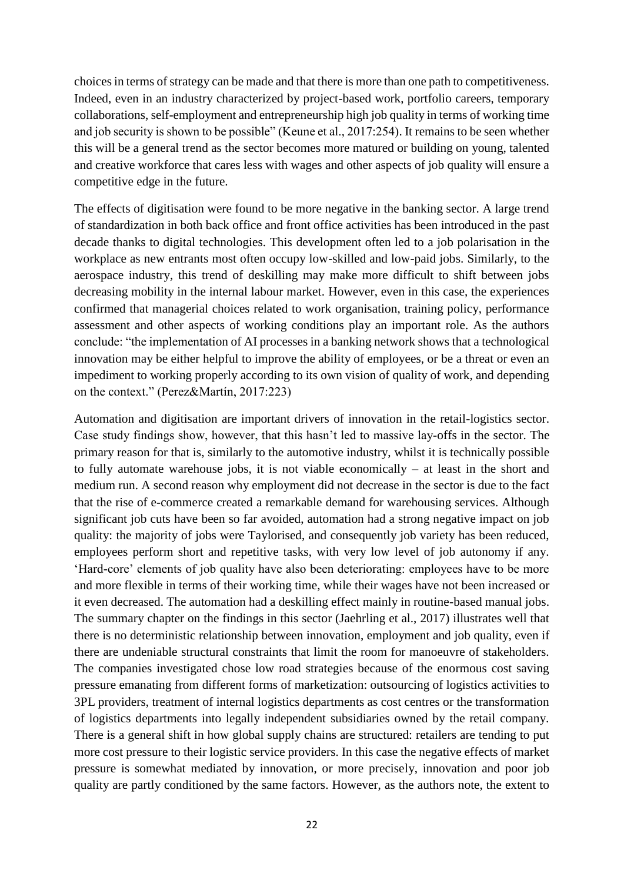choices in terms of strategy can be made and that there is more than one path to competitiveness. Indeed, even in an industry characterized by project-based work, portfolio careers, temporary collaborations, self-employment and entrepreneurship high job quality in terms of working time and job security is shown to be possible" (Keune et al., 2017:254). It remains to be seen whether this will be a general trend as the sector becomes more matured or building on young, talented and creative workforce that cares less with wages and other aspects of job quality will ensure a competitive edge in the future.

The effects of digitisation were found to be more negative in the banking sector. A large trend of standardization in both back office and front office activities has been introduced in the past decade thanks to digital technologies. This development often led to a job polarisation in the workplace as new entrants most often occupy low-skilled and low-paid jobs. Similarly, to the aerospace industry, this trend of deskilling may make more difficult to shift between jobs decreasing mobility in the internal labour market. However, even in this case, the experiences confirmed that managerial choices related to work organisation, training policy, performance assessment and other aspects of working conditions play an important role. As the authors conclude: "the implementation of AI processes in a banking network shows that a technological innovation may be either helpful to improve the ability of employees, or be a threat or even an impediment to working properly according to its own vision of quality of work, and depending on the context." (Perez&Martín, 2017:223)

Automation and digitisation are important drivers of innovation in the retail-logistics sector. Case study findings show, however, that this hasn't led to massive lay-offs in the sector. The primary reason for that is, similarly to the automotive industry, whilst it is technically possible to fully automate warehouse jobs, it is not viable economically – at least in the short and medium run. A second reason why employment did not decrease in the sector is due to the fact that the rise of e-commerce created a remarkable demand for warehousing services. Although significant job cuts have been so far avoided, automation had a strong negative impact on job quality: the majority of jobs were Taylorised, and consequently job variety has been reduced, employees perform short and repetitive tasks, with very low level of job autonomy if any. 'Hard-core' elements of job quality have also been deteriorating: employees have to be more and more flexible in terms of their working time, while their wages have not been increased or it even decreased. The automation had a deskilling effect mainly in routine-based manual jobs. The summary chapter on the findings in this sector (Jaehrling et al., 2017) illustrates well that there is no deterministic relationship between innovation, employment and job quality, even if there are undeniable structural constraints that limit the room for manoeuvre of stakeholders. The companies investigated chose low road strategies because of the enormous cost saving pressure emanating from different forms of marketization: outsourcing of logistics activities to 3PL providers, treatment of internal logistics departments as cost centres or the transformation of logistics departments into legally independent subsidiaries owned by the retail company. There is a general shift in how global supply chains are structured: retailers are tending to put more cost pressure to their logistic service providers. In this case the negative effects of market pressure is somewhat mediated by innovation, or more precisely, innovation and poor job quality are partly conditioned by the same factors. However, as the authors note, the extent to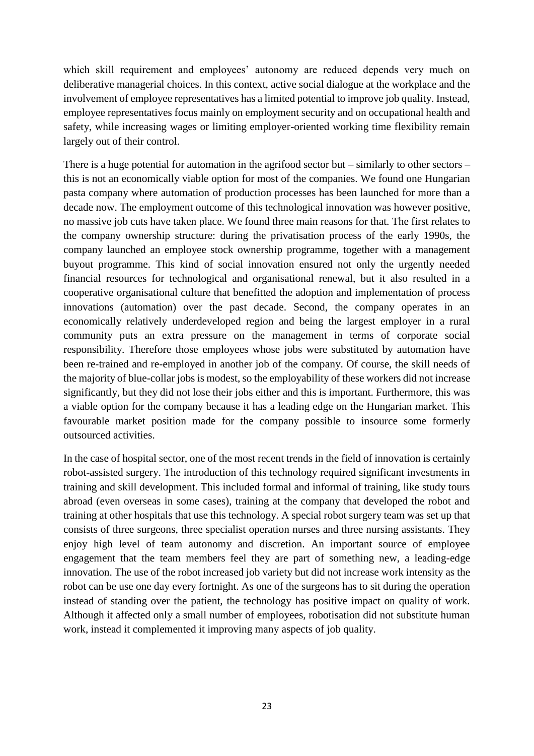which skill requirement and employees' autonomy are reduced depends very much on deliberative managerial choices. In this context, active social dialogue at the workplace and the involvement of employee representatives has a limited potential to improve job quality. Instead, employee representatives focus mainly on employment security and on occupational health and safety, while increasing wages or limiting employer-oriented working time flexibility remain largely out of their control.

There is a huge potential for automation in the agrifood sector but – similarly to other sectors – this is not an economically viable option for most of the companies. We found one Hungarian pasta company where automation of production processes has been launched for more than a decade now. The employment outcome of this technological innovation was however positive, no massive job cuts have taken place. We found three main reasons for that. The first relates to the company ownership structure: during the privatisation process of the early 1990s, the company launched an employee stock ownership programme, together with a management buyout programme. This kind of social innovation ensured not only the urgently needed financial resources for technological and organisational renewal, but it also resulted in a cooperative organisational culture that benefitted the adoption and implementation of process innovations (automation) over the past decade. Second, the company operates in an economically relatively underdeveloped region and being the largest employer in a rural community puts an extra pressure on the management in terms of corporate social responsibility. Therefore those employees whose jobs were substituted by automation have been re-trained and re-employed in another job of the company. Of course, the skill needs of the majority of blue-collar jobs is modest, so the employability of these workers did not increase significantly, but they did not lose their jobs either and this is important. Furthermore, this was a viable option for the company because it has a leading edge on the Hungarian market. This favourable market position made for the company possible to insource some formerly outsourced activities.

In the case of hospital sector, one of the most recent trends in the field of innovation is certainly robot-assisted surgery. The introduction of this technology required significant investments in training and skill development. This included formal and informal of training, like study tours abroad (even overseas in some cases), training at the company that developed the robot and training at other hospitals that use this technology. A special robot surgery team was set up that consists of three surgeons, three specialist operation nurses and three nursing assistants. They enjoy high level of team autonomy and discretion. An important source of employee engagement that the team members feel they are part of something new, a leading-edge innovation. The use of the robot increased job variety but did not increase work intensity as the robot can be use one day every fortnight. As one of the surgeons has to sit during the operation instead of standing over the patient, the technology has positive impact on quality of work. Although it affected only a small number of employees, robotisation did not substitute human work, instead it complemented it improving many aspects of job quality.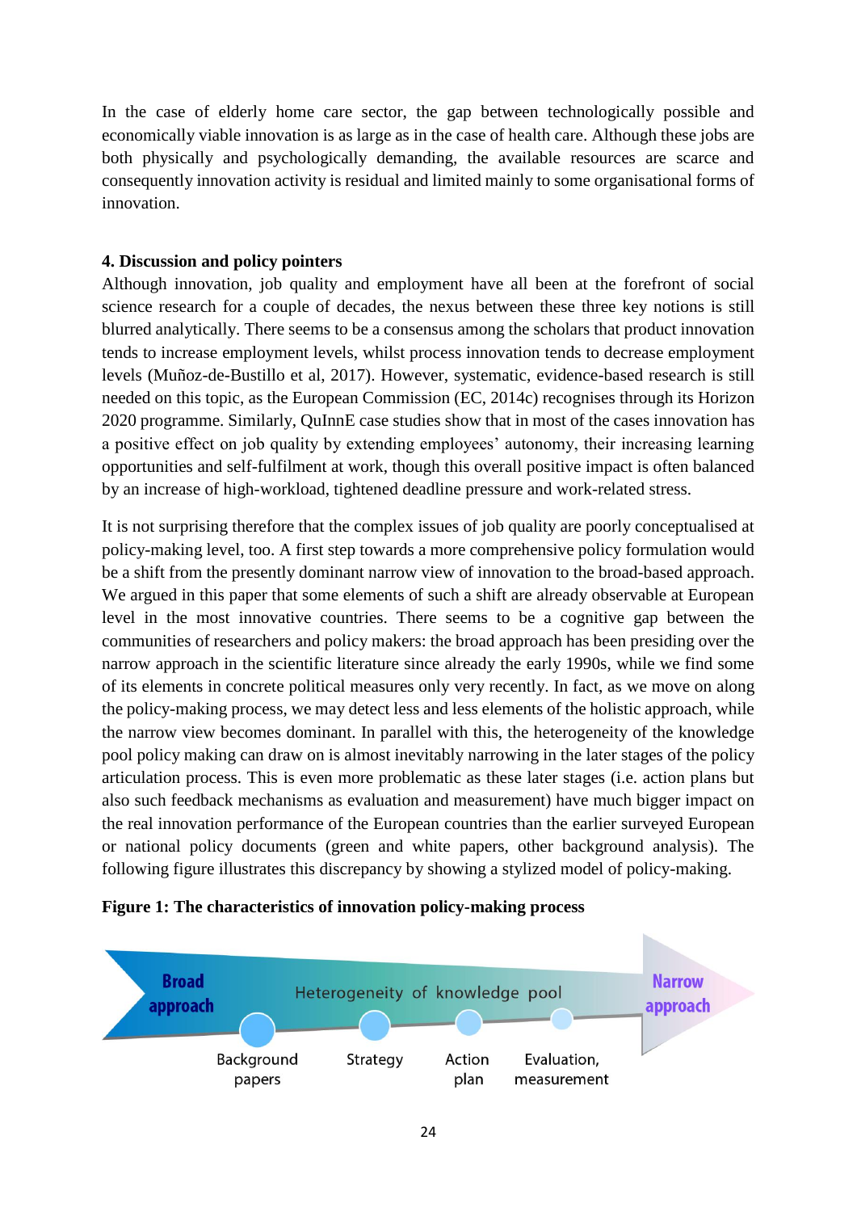In the case of elderly home care sector, the gap between technologically possible and economically viable innovation is as large as in the case of health care. Although these jobs are both physically and psychologically demanding, the available resources are scarce and consequently innovation activity is residual and limited mainly to some organisational forms of innovation.

## 4. Discussion and policy pointers

Although innovation, job quality and employment have all been at the forefront of social science research for a couple of decades, the nexus between these three key notions is still blurred analytically. There seems to be a consensus among the scholars that product innovation tends to increase employment levels, whilst process innovation tends to decrease employment levels (Muñoz-de-Bustillo et al, 2017). However, systematic, evidence-based research is still needed on this topic, as the European Commission (EC, 2014c) recognises through its Horizon 2020 programme. Similarly, QuInnE case studies show that in most of the cases innovation has a positive effect on job quality by extending employees' autonomy, their increasing learning opportunities and self-fulfilment at work, though this overall positive impact is often balanced by an increase of high-workload, tightened deadline pressure and work-related stress.

It is not surprising therefore that the complex issues of job quality are poorly conceptualised at policy-making level, too. A first step towards a more comprehensive policy formulation would be a shift from the presently dominant narrow view of innovation to the broad-based approach. We argued in this paper that some elements of such a shift are already observable at European level in the most innovative countries. There seems to be a cognitive gap between the communities of researchers and policy makers: the broad approach has been presiding over the narrow approach in the scientific literature since already the early 1990s, while we find some of its elements in concrete political measures only very recently. In fact, as we move on along the policy-making process, we may detect less and less elements of the holistic approach, while the narrow view becomes dominant. In parallel with this, the heterogeneity of the knowledge pool policy making can draw on is almost inevitably narrowing in the later stages of the policy articulation process. This is even more problematic as these later stages (i.e. action plans but also such feedback mechanisms as evaluation and measurement) have much bigger impact on the real innovation performance of the European countries than the earlier surveyed European or national policy documents (green and white papers, other background analysis). The following figure illustrates this discrepancy by showing a stylized model of policy-making.

**Figure 1: The characteristics of innovation policy-making process**

Broad approach — Heterogeneity of knowledge pool — Narrow approach

Background papers → Strategy → Action plan → Evaluation, measurement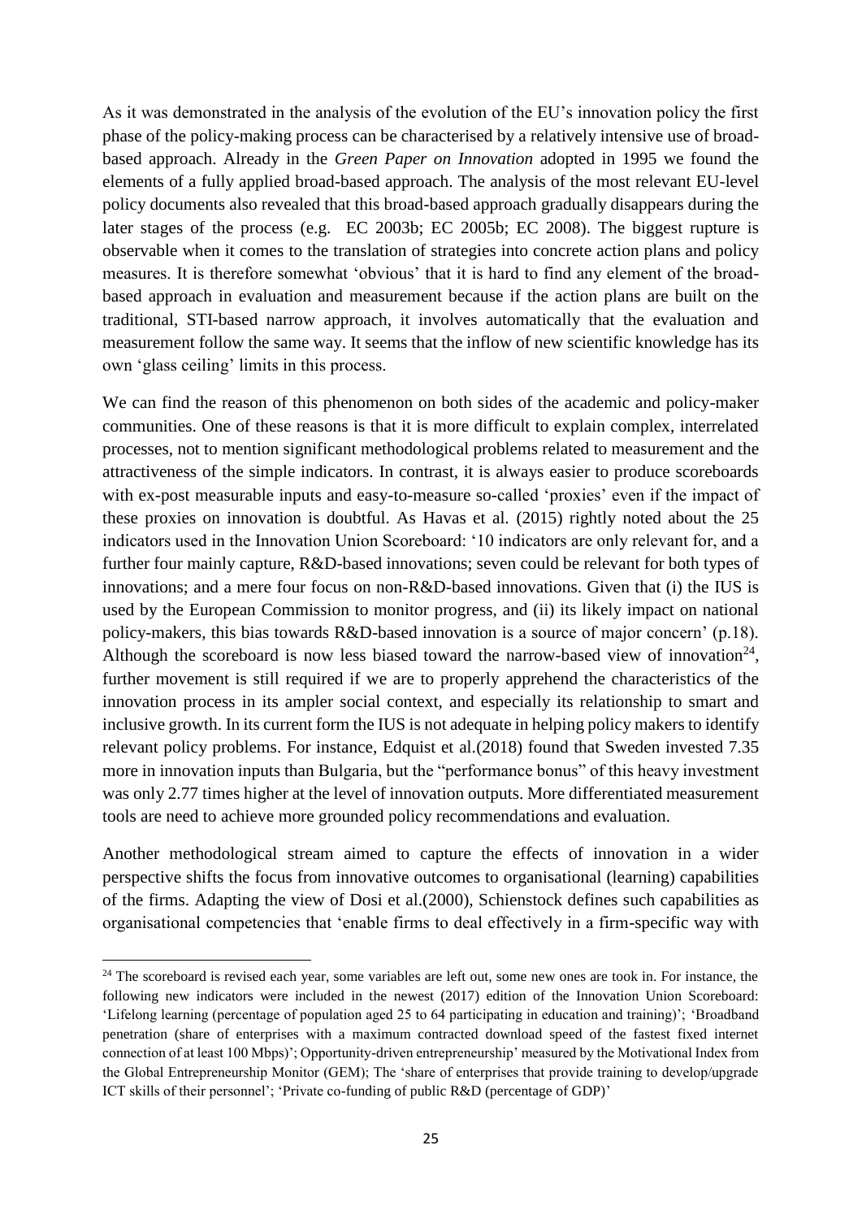As it was demonstrated in the analysis of the evolution of the EU's innovation policy the first phase of the policy-making process can be characterised by a relatively intensive use of broad-based approach. Already in the *Green Paper on Innovation* adopted in 1995 we found the elements of a fully applied broad-based approach. The analysis of the most relevant EU-level policy documents also revealed that this broad-based approach gradually disappears during the later stages of the process (e.g. EC 2003b; EC 2005b; EC 2008). The biggest rupture is observable when it comes to the translation of strategies into concrete action plans and policy measures. It is therefore somewhat 'obvious' that it is hard to find any element of the broad-based approach in evaluation and measurement because if the action plans are built on the traditional, STI-based narrow approach, it involves automatically that the evaluation and measurement follow the same way. It seems that the inflow of new scientific knowledge has its own 'glass ceiling' limits in this process.

We can find the reason of this phenomenon on both sides of the academic and policy-maker communities. One of these reasons is that it is more difficult to explain complex, interrelated processes, not to mention significant methodological problems related to measurement and the attractiveness of the simple indicators. In contrast, it is always easier to produce scoreboards with ex-post measurable inputs and easy-to-measure so-called 'proxies' even if the impact of these proxies on innovation is doubtful. As Havas et al. (2015) rightly noted about the 25 indicators used in the Innovation Union Scoreboard: '10 indicators are only relevant for, and a further four mainly capture, R&D-based innovations; seven could be relevant for both types of innovations; and a mere four focus on non-R&D-based innovations. Given that (i) the IUS is used by the European Commission to monitor progress, and (ii) its likely impact on national policy-makers, this bias towards R&D-based innovation is a source of major concern' (p.18). Although the scoreboard is now less biased toward the narrow-based view of innovation[24], further movement is still required if we are to properly apprehend the characteristics of the innovation process in its ampler social context, and especially its relationship to smart and inclusive growth. In its current form the IUS is not adequate in helping policy makers to identify relevant policy problems. For instance, Edquist et al.(2018) found that Sweden invested 7.35 more in innovation inputs than Bulgaria, but the "performance bonus" of this heavy investment was only 2.77 times higher at the level of innovation outputs. More differentiated measurement tools are need to achieve more grounded policy recommendations and evaluation.

Another methodological stream aimed to capture the effects of innovation in a wider perspective shifts the focus from innovative outcomes to organisational (learning) capabilities of the firms. Adapting the view of Dosi et al.(2000), Schienstock defines such capabilities as organisational competencies that 'enable firms to deal effectively in a firm-specific way with

---

[24] The scoreboard is revised each year, some variables are left out, some new ones are took in. For instance, the following new indicators were included in the newest (2017) edition of the Innovation Union Scoreboard: 'Lifelong learning (percentage of population aged 25 to 64 participating in education and training)'; 'Broadband penetration (share of enterprises with a maximum contracted download speed of the fastest fixed internet connection of at least 100 Mbps)'; Opportunity-driven entrepreneurship' measured by the Motivational Index from the Global Entrepreneurship Monitor (GEM); The 'share of enterprises that provide training to develop/upgrade ICT skills of their personnel'; 'Private co-funding of public R&D (percentage of GDP)'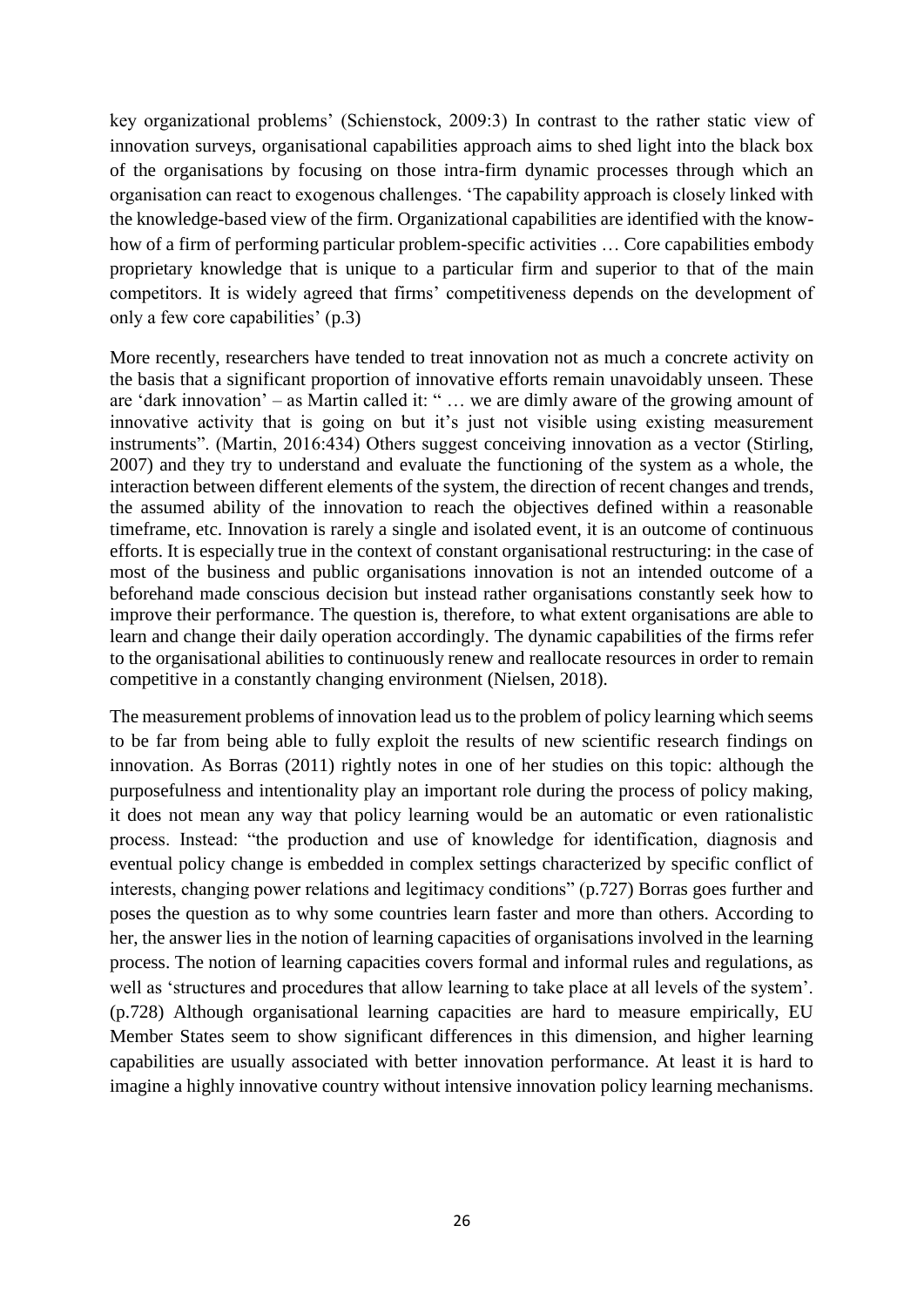key organizational problems' (Schienstock, 2009:3) In contrast to the rather static view of innovation surveys, organisational capabilities approach aims to shed light into the black box of the organisations by focusing on those intra-firm dynamic processes through which an organisation can react to exogenous challenges. 'The capability approach is closely linked with the knowledge-based view of the firm. Organizational capabilities are identified with the know-how of a firm of performing particular problem-specific activities … Core capabilities embody proprietary knowledge that is unique to a particular firm and superior to that of the main competitors. It is widely agreed that firms' competitiveness depends on the development of only a few core capabilities' (p.3)

More recently, researchers have tended to treat innovation not as much a concrete activity on the basis that a significant proportion of innovative efforts remain unavoidably unseen. These are 'dark innovation' – as Martin called it: " … we are dimly aware of the growing amount of innovative activity that is going on but it's just not visible using existing measurement instruments". (Martin, 2016:434) Others suggest conceiving innovation as a vector (Stirling, 2007) and they try to understand and evaluate the functioning of the system as a whole, the interaction between different elements of the system, the direction of recent changes and trends, the assumed ability of the innovation to reach the objectives defined within a reasonable timeframe, etc. Innovation is rarely a single and isolated event, it is an outcome of continuous efforts. It is especially true in the context of constant organisational restructuring: in the case of most of the business and public organisations innovation is not an intended outcome of a beforehand made conscious decision but instead rather organisations constantly seek how to improve their performance. The question is, therefore, to what extent organisations are able to learn and change their daily operation accordingly. The dynamic capabilities of the firms refer to the organisational abilities to continuously renew and reallocate resources in order to remain competitive in a constantly changing environment (Nielsen, 2018).

The measurement problems of innovation lead us to the problem of policy learning which seems to be far from being able to fully exploit the results of new scientific research findings on innovation. As Borras (2011) rightly notes in one of her studies on this topic: although the purposefulness and intentionality play an important role during the process of policy making, it does not mean any way that policy learning would be an automatic or even rationalistic process. Instead: "the production and use of knowledge for identification, diagnosis and eventual policy change is embedded in complex settings characterized by specific conflict of interests, changing power relations and legitimacy conditions" (p.727) Borras goes further and poses the question as to why some countries learn faster and more than others. According to her, the answer lies in the notion of learning capacities of organisations involved in the learning process. The notion of learning capacities covers formal and informal rules and regulations, as well as 'structures and procedures that allow learning to take place at all levels of the system'. (p.728) Although organisational learning capacities are hard to measure empirically, EU Member States seem to show significant differences in this dimension, and higher learning capabilities are usually associated with better innovation performance. At least it is hard to imagine a highly innovative country without intensive innovation policy learning mechanisms.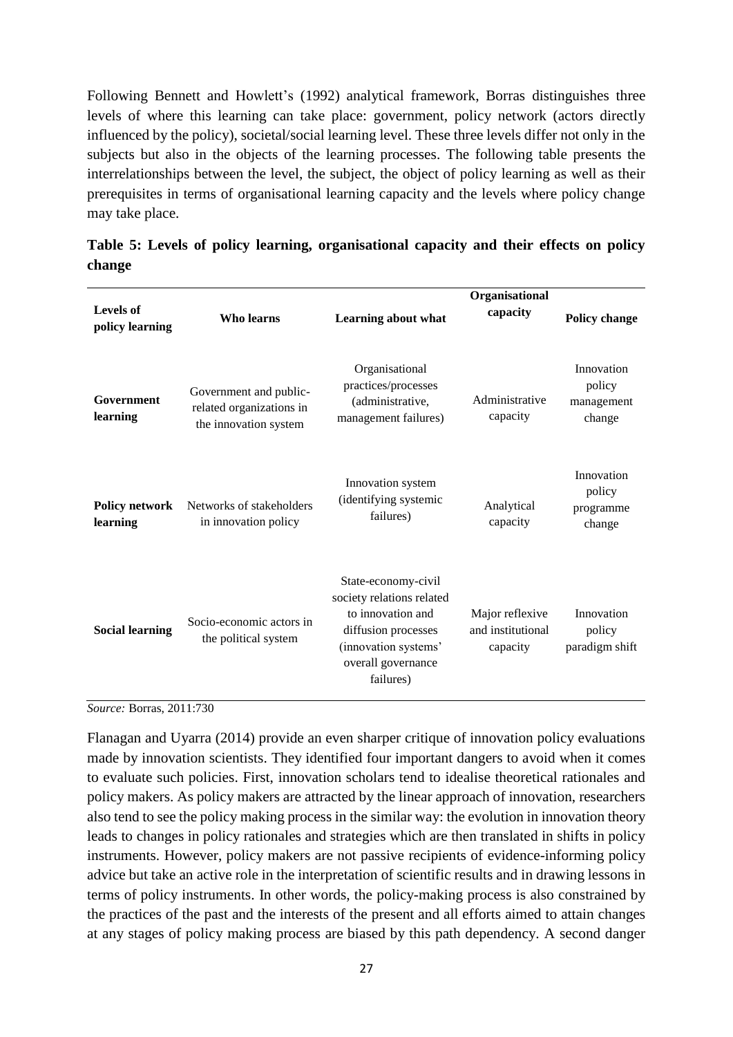Following Bennett and Howlett's (1992) analytical framework, Borras distinguishes three levels of where this learning can take place: government, policy network (actors directly influenced by the policy), societal/social learning level. These three levels differ not only in the subjects but also in the objects of the learning processes. The following table presents the interrelationships between the level, the subject, the object of policy learning as well as their prerequisites in terms of organisational learning capacity and the levels where policy change may take place.

**Table 5: Levels of policy learning, organisational capacity and their effects on policy change**

| Levels of policy learning | Who learns | Learning about what | Organisational capacity | Policy change |
|---|---|---|---|---|
| **Government learning** | Government and public-related organizations in the innovation system | Organisational practices/processes (administrative, management failures) | Administrative capacity | Innovation policy management change |
| **Policy network learning** | Networks of stakeholders in innovation policy | Innovation system (identifying systemic failures) | Analytical capacity | Innovation policy programme change |
| **Social learning** | Socio-economic actors in the political system | State-economy-civil society relations related to innovation and diffusion processes (innovation systems' overall governance failures) | Major reflexive and institutional capacity | Innovation policy paradigm shift |

*Source:* Borras, 2011:730

Flanagan and Uyarra (2014) provide an even sharper critique of innovation policy evaluations made by innovation scientists. They identified four important dangers to avoid when it comes to evaluate such policies. First, innovation scholars tend to idealise theoretical rationales and policy makers. As policy makers are attracted by the linear approach of innovation, researchers also tend to see the policy making process in the similar way: the evolution in innovation theory leads to changes in policy rationales and strategies which are then translated in shifts in policy instruments. However, policy makers are not passive recipients of evidence-informing policy advice but take an active role in the interpretation of scientific results and in drawing lessons in terms of policy instruments. In other words, the policy-making process is also constrained by the practices of the past and the interests of the present and all efforts aimed to attain changes at any stages of policy making process are biased by this path dependency. A second danger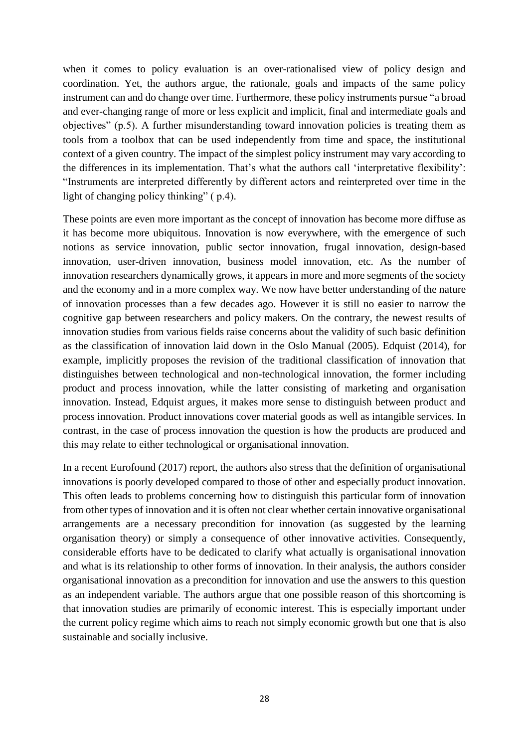when it comes to policy evaluation is an over-rationalised view of policy design and coordination. Yet, the authors argue, the rationale, goals and impacts of the same policy instrument can and do change over time. Furthermore, these policy instruments pursue "a broad and ever-changing range of more or less explicit and implicit, final and intermediate goals and objectives" (p.5). A further misunderstanding toward innovation policies is treating them as tools from a toolbox that can be used independently from time and space, the institutional context of a given country. The impact of the simplest policy instrument may vary according to the differences in its implementation. That's what the authors call 'interpretative flexibility': "Instruments are interpreted differently by different actors and reinterpreted over time in the light of changing policy thinking" ( p.4).

These points are even more important as the concept of innovation has become more diffuse as it has become more ubiquitous. Innovation is now everywhere, with the emergence of such notions as service innovation, public sector innovation, frugal innovation, design-based innovation, user-driven innovation, business model innovation, etc. As the number of innovation researchers dynamically grows, it appears in more and more segments of the society and the economy and in a more complex way. We now have better understanding of the nature of innovation processes than a few decades ago. However it is still no easier to narrow the cognitive gap between researchers and policy makers. On the contrary, the newest results of innovation studies from various fields raise concerns about the validity of such basic definition as the classification of innovation laid down in the Oslo Manual (2005). Edquist (2014), for example, implicitly proposes the revision of the traditional classification of innovation that distinguishes between technological and non-technological innovation, the former including product and process innovation, while the latter consisting of marketing and organisation innovation. Instead, Edquist argues, it makes more sense to distinguish between product and process innovation. Product innovations cover material goods as well as intangible services. In contrast, in the case of process innovation the question is how the products are produced and this may relate to either technological or organisational innovation.

In a recent Eurofound (2017) report, the authors also stress that the definition of organisational innovations is poorly developed compared to those of other and especially product innovation. This often leads to problems concerning how to distinguish this particular form of innovation from other types of innovation and it is often not clear whether certain innovative organisational arrangements are a necessary precondition for innovation (as suggested by the learning organisation theory) or simply a consequence of other innovative activities. Consequently, considerable efforts have to be dedicated to clarify what actually is organisational innovation and what is its relationship to other forms of innovation. In their analysis, the authors consider organisational innovation as a precondition for innovation and use the answers to this question as an independent variable. The authors argue that one possible reason of this shortcoming is that innovation studies are primarily of economic interest. This is especially important under the current policy regime which aims to reach not simply economic growth but one that is also sustainable and socially inclusive.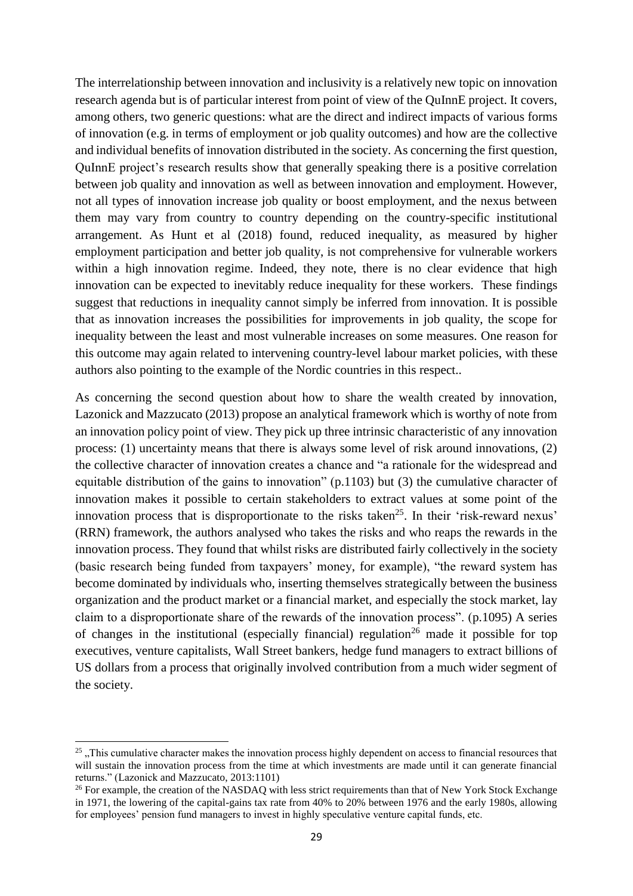The interrelationship between innovation and inclusivity is a relatively new topic on innovation research agenda but is of particular interest from point of view of the QuInnE project. It covers, among others, two generic questions: what are the direct and indirect impacts of various forms of innovation (e.g. in terms of employment or job quality outcomes) and how are the collective and individual benefits of innovation distributed in the society. As concerning the first question, QuInnE project's research results show that generally speaking there is a positive correlation between job quality and innovation as well as between innovation and employment. However, not all types of innovation increase job quality or boost employment, and the nexus between them may vary from country to country depending on the country-specific institutional arrangement. As Hunt et al (2018) found, reduced inequality, as measured by higher employment participation and better job quality, is not comprehensive for vulnerable workers within a high innovation regime. Indeed, they note, there is no clear evidence that high innovation can be expected to inevitably reduce inequality for these workers. These findings suggest that reductions in inequality cannot simply be inferred from innovation. It is possible that as innovation increases the possibilities for improvements in job quality, the scope for inequality between the least and most vulnerable increases on some measures. One reason for this outcome may again related to intervening country-level labour market policies, with these authors also pointing to the example of the Nordic countries in this respect..

As concerning the second question about how to share the wealth created by innovation, Lazonick and Mazzucato (2013) propose an analytical framework which is worthy of note from an innovation policy point of view. They pick up three intrinsic characteristic of any innovation process: (1) uncertainty means that there is always some level of risk around innovations, (2) the collective character of innovation creates a chance and "a rationale for the widespread and equitable distribution of the gains to innovation" (p.1103) but (3) the cumulative character of innovation makes it possible to certain stakeholders to extract values at some point of the innovation process that is disproportionate to the risks taken[25]. In their 'risk-reward nexus' (RRN) framework, the authors analysed who takes the risks and who reaps the rewards in the innovation process. They found that whilst risks are distributed fairly collectively in the society (basic research being funded from taxpayers' money, for example), "the reward system has become dominated by individuals who, inserting themselves strategically between the business organization and the product market or a financial market, and especially the stock market, lay claim to a disproportionate share of the rewards of the innovation process". (p.1095) A series of changes in the institutional (especially financial) regulation[26] made it possible for top executives, venture capitalists, Wall Street bankers, hedge fund managers to extract billions of US dollars from a process that originally involved contribution from a much wider segment of the society.

[25] „This cumulative character makes the innovation process highly dependent on access to financial resources that will sustain the innovation process from the time at which investments are made until it can generate financial returns." (Lazonick and Mazzucato, 2013:1101)

[26] For example, the creation of the NASDAQ with less strict requirements than that of New York Stock Exchange in 1971, the lowering of the capital-gains tax rate from 40% to 20% between 1976 and the early 1980s, allowing for employees' pension fund managers to invest in highly speculative venture capital funds, etc.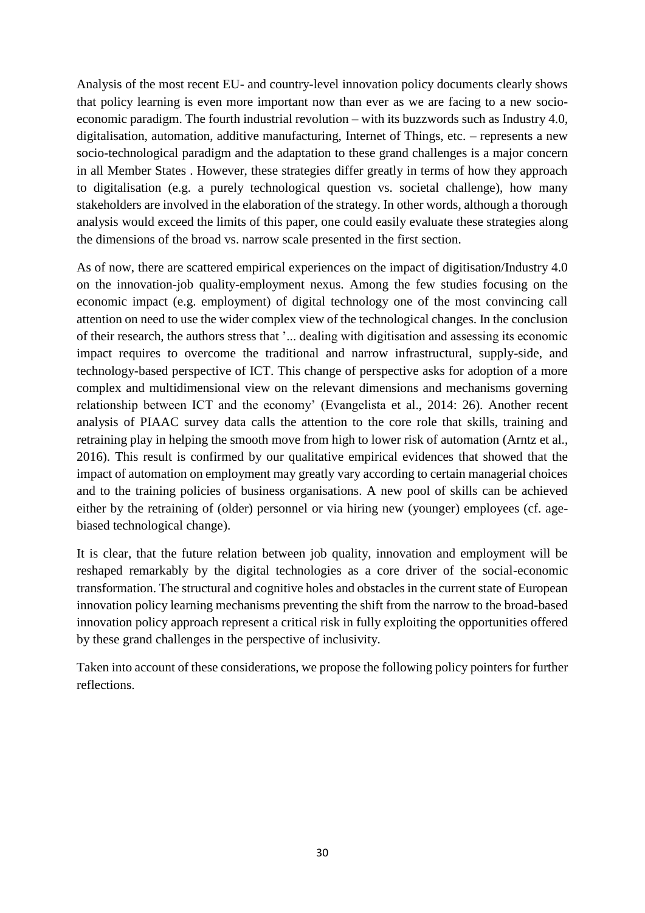Analysis of the most recent EU- and country-level innovation policy documents clearly shows that policy learning is even more important now than ever as we are facing to a new socio-economic paradigm. The fourth industrial revolution – with its buzzwords such as Industry 4.0, digitalisation, automation, additive manufacturing, Internet of Things, etc. – represents a new socio-technological paradigm and the adaptation to these grand challenges is a major concern in all Member States . However, these strategies differ greatly in terms of how they approach to digitalisation (e.g. a purely technological question vs. societal challenge), how many stakeholders are involved in the elaboration of the strategy. In other words, although a thorough analysis would exceed the limits of this paper, one could easily evaluate these strategies along the dimensions of the broad vs. narrow scale presented in the first section.

As of now, there are scattered empirical experiences on the impact of digitisation/Industry 4.0 on the innovation-job quality-employment nexus. Among the few studies focusing on the economic impact (e.g. employment) of digital technology one of the most convincing call attention on need to use the wider complex view of the technological changes. In the conclusion of their research, the authors stress that '... dealing with digitisation and assessing its economic impact requires to overcome the traditional and narrow infrastructural, supply-side, and technology-based perspective of ICT. This change of perspective asks for adoption of a more complex and multidimensional view on the relevant dimensions and mechanisms governing relationship between ICT and the economy' (Evangelista et al., 2014: 26). Another recent analysis of PIAAC survey data calls the attention to the core role that skills, training and retraining play in helping the smooth move from high to lower risk of automation (Arntz et al., 2016). This result is confirmed by our qualitative empirical evidences that showed that the impact of automation on employment may greatly vary according to certain managerial choices and to the training policies of business organisations. A new pool of skills can be achieved either by the retraining of (older) personnel or via hiring new (younger) employees (cf. age-biased technological change).

It is clear, that the future relation between job quality, innovation and employment will be reshaped remarkably by the digital technologies as a core driver of the social-economic transformation. The structural and cognitive holes and obstacles in the current state of European innovation policy learning mechanisms preventing the shift from the narrow to the broad-based innovation policy approach represent a critical risk in fully exploiting the opportunities offered by these grand challenges in the perspective of inclusivity.

Taken into account of these considerations, we propose the following policy pointers for further reflections.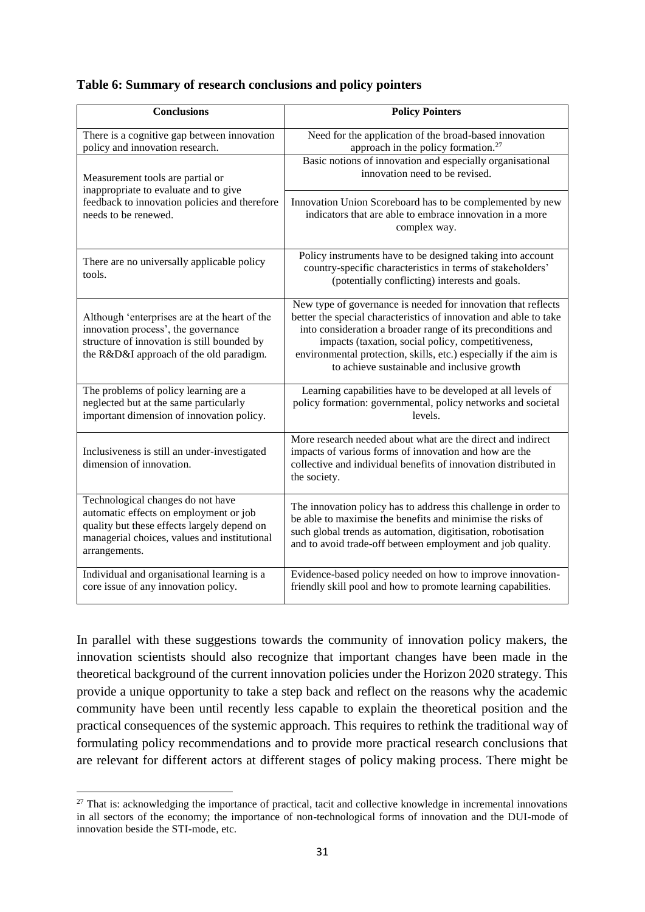**Table 6: Summary of research conclusions and policy pointers**

| Conclusions | Policy Pointers |
|---|---|
| There is a cognitive gap between innovation policy and innovation research. | Need for the application of the broad-based innovation approach in the policy formation.[27] |
| Measurement tools are partial or inappropriate to evaluate and to give feedback to innovation policies and therefore needs to be renewed. | Basic notions of innovation and especially organisational innovation need to be revised. |
| | Innovation Union Scoreboard has to be complemented by new indicators that are able to embrace innovation in a more complex way. |
| There are no universally applicable policy tools. | Policy instruments have to be designed taking into account country-specific characteristics in terms of stakeholders' (potentially conflicting) interests and goals. |
| Although 'enterprises are at the heart of the innovation process', the governance structure of innovation is still bounded by the R&D&I approach of the old paradigm. | New type of governance is needed for innovation that reflects better the special characteristics of innovation and able to take into consideration a broader range of its preconditions and impacts (taxation, social policy, competitiveness, environmental protection, skills, etc.) especially if the aim is to achieve sustainable and inclusive growth |
| The problems of policy learning are a neglected but at the same particularly important dimension of innovation policy. | Learning capabilities have to be developed at all levels of policy formation: governmental, policy networks and societal levels. |
| Inclusiveness is still an under-investigated dimension of innovation. | More research needed about what are the direct and indirect impacts of various forms of innovation and how are the collective and individual benefits of innovation distributed in the society. |
| Technological changes do not have automatic effects on employment or job quality but these effects largely depend on managerial choices, values and institutional arrangements. | The innovation policy has to address this challenge in order to be able to maximise the benefits and minimise the risks of such global trends as automation, digitisation, robotisation and to avoid trade-off between employment and job quality. |
| Individual and organisational learning is a core issue of any innovation policy. | Evidence-based policy needed on how to improve innovation-friendly skill pool and how to promote learning capabilities. |

In parallel with these suggestions towards the community of innovation policy makers, the innovation scientists should also recognize that important changes have been made in the theoretical background of the current innovation policies under the Horizon 2020 strategy. This provide a unique opportunity to take a step back and reflect on the reasons why the academic community have been until recently less capable to explain the theoretical position and the practical consequences of the systemic approach. This requires to rethink the traditional way of formulating policy recommendations and to provide more practical research conclusions that are relevant for different actors at different stages of policy making process. There might be

[27] That is: acknowledging the importance of practical, tacit and collective knowledge in incremental innovations in all sectors of the economy; the importance of non-technological forms of innovation and the DUI-mode of innovation beside the STI-mode, etc.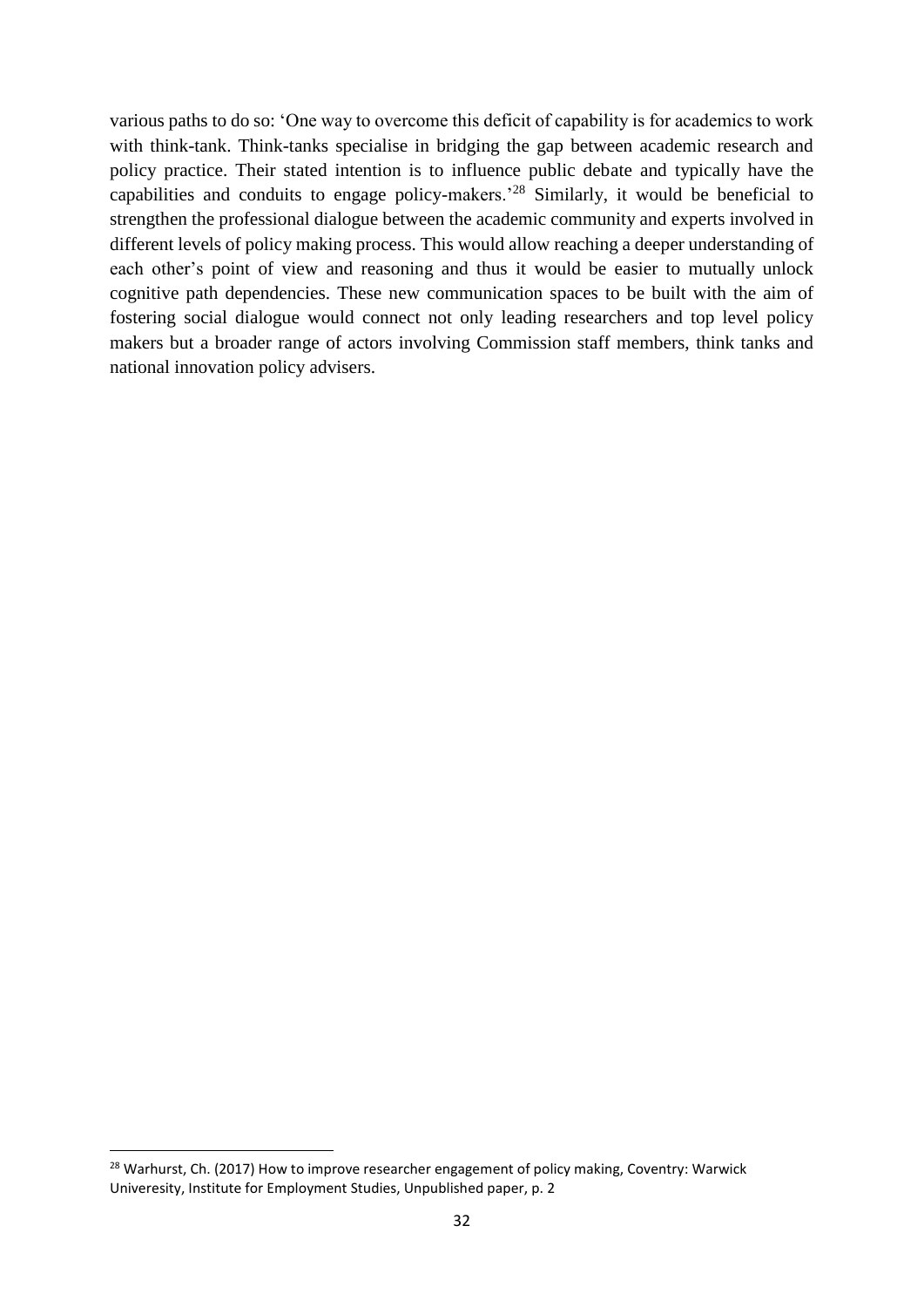various paths to do so: 'One way to overcome this deficit of capability is for academics to work with think-tank. Think-tanks specialise in bridging the gap between academic research and policy practice. Their stated intention is to influence public debate and typically have the capabilities and conduits to engage policy-makers.'[28] Similarly, it would be beneficial to strengthen the professional dialogue between the academic community and experts involved in different levels of policy making process. This would allow reaching a deeper understanding of each other's point of view and reasoning and thus it would be easier to mutually unlock cognitive path dependencies. These new communication spaces to be built with the aim of fostering social dialogue would connect not only leading researchers and top level policy makers but a broader range of actors involving Commission staff members, think tanks and national innovation policy advisers.

---

[28] Warhurst, Ch. (2017) How to improve researcher engagement of policy making, Coventry: Warwick Univeresity, Institute for Employment Studies, Unpublished paper, p. 2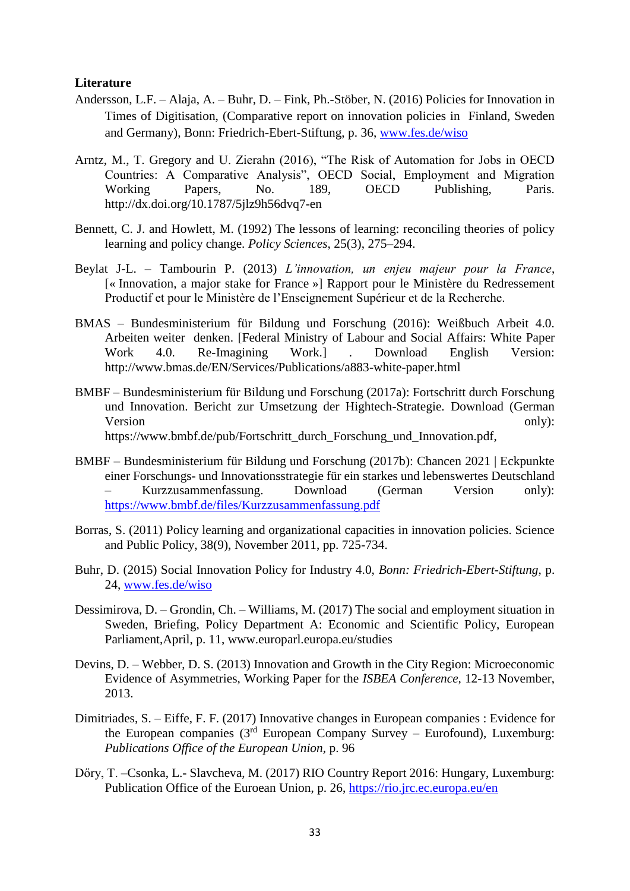**Literature**

Andersson, L.F. – Alaja, A. – Buhr, D. – Fink, Ph.-Stöber, N. (2016) Policies for Innovation in Times of Digitisation, (Comparative report on innovation policies in Finland, Sweden and Germany), Bonn: Friedrich-Ebert-Stiftung, p. 36, www.fes.de/wiso

Arntz, M., T. Gregory and U. Zierahn (2016), "The Risk of Automation for Jobs in OECD Countries: A Comparative Analysis", OECD Social, Employment and Migration Working Papers, No. 189, OECD Publishing, Paris. http://dx.doi.org/10.1787/5jlz9h56dvq7-en

Bennett, C. J. and Howlett, M. (1992) The lessons of learning: reconciling theories of policy learning and policy change. *Policy Sciences*, 25(3), 275–294.

Beylat J-L. – Tambourin P. (2013) *L'innovation, un enjeu majeur pour la France*, [« Innovation, a major stake for France »] Rapport pour le Ministère du Redressement Productif et pour le Ministère de l'Enseignement Supérieur et de la Recherche.

BMAS – Bundesministerium für Bildung und Forschung (2016): Weißbuch Arbeit 4.0. Arbeiten weiter denken. [Federal Ministry of Labour and Social Affairs: White Paper Work 4.0. Re-Imagining Work.] . Download English Version: http://www.bmas.de/EN/Services/Publications/a883-white-paper.html

BMBF – Bundesministerium für Bildung und Forschung (2017a): Fortschritt durch Forschung und Innovation. Bericht zur Umsetzung der Hightech-Strategie. Download (German Version only): https://www.bmbf.de/pub/Fortschritt_durch_Forschung_und_Innovation.pdf,

BMBF – Bundesministerium für Bildung und Forschung (2017b): Chancen 2021 | Eckpunkte einer Forschungs- und Innovationsstrategie für ein starkes und lebenswertes Deutschland – Kurzzusammenfassung. Download (German Version only): https://www.bmbf.de/files/Kurzzusammenfassung.pdf

Borras, S. (2011) Policy learning and organizational capacities in innovation policies. Science and Public Policy, 38(9), November 2011, pp. 725-734.

Buhr, D. (2015) Social Innovation Policy for Industry 4.0, *Bonn: Friedrich-Ebert-Stiftung*, p. 24, www.fes.de/wiso

Dessimirova, D. – Grondin, Ch. – Williams, M. (2017) The social and employment situation in Sweden, Briefing, Policy Department A: Economic and Scientific Policy, European Parliament,April, p. 11, www.europarl.europa.eu/studies

Devins, D. – Webber, D. S. (2013) Innovation and Growth in the City Region: Microeconomic Evidence of Asymmetries, Working Paper for the *ISBEA Conference*, 12-13 November, 2013.

Dimitriades, S. – Eiffe, F. F. (2017) Innovative changes in European companies : Evidence for the European companies (3rd European Company Survey – Eurofound), Luxemburg: *Publications Office of the European Union*, p. 96

Dőry, T. –Csonka, L.- Slavcheva, M. (2017) RIO Country Report 2016: Hungary, Luxemburg: Publication Office of the Euroean Union, p. 26, https://rio.jrc.ec.europa.eu/en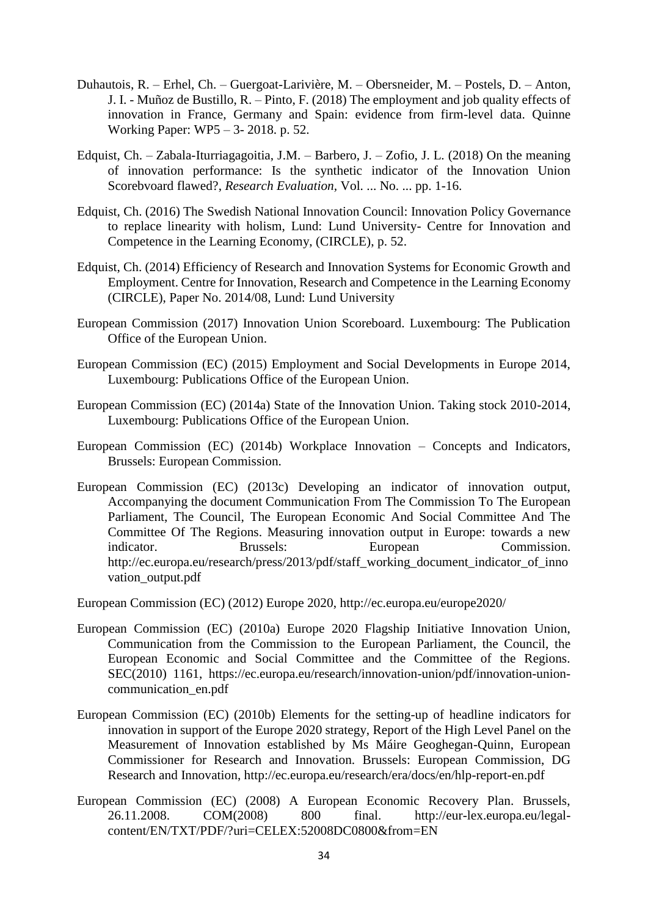Duhautois, R. – Erhel, Ch. – Guergoat-Larivière, M. – Obersneider, M. – Postels, D. – Anton, J. I. - Muñoz de Bustillo, R. – Pinto, F. (2018) The employment and job quality effects of innovation in France, Germany and Spain: evidence from firm-level data. Quinne Working Paper: WP5 – 3- 2018. p. 52.

Edquist, Ch. – Zabala-Iturriagagoitia, J.M. – Barbero, J. – Zofio, J. L. (2018) On the meaning of innovation performance: Is the synthetic indicator of the Innovation Union Scorebvoard flawed?, *Research Evaluation*, Vol. ... No. ... pp. 1-16.

Edquist, Ch. (2016) The Swedish National Innovation Council: Innovation Policy Governance to replace linearity with holism, Lund: Lund University- Centre for Innovation and Competence in the Learning Economy, (CIRCLE), p. 52.

Edquist, Ch. (2014) Efficiency of Research and Innovation Systems for Economic Growth and Employment. Centre for Innovation, Research and Competence in the Learning Economy (CIRCLE), Paper No. 2014/08, Lund: Lund University

European Commission (2017) Innovation Union Scoreboard. Luxembourg: The Publication Office of the European Union.

European Commission (EC) (2015) Employment and Social Developments in Europe 2014, Luxembourg: Publications Office of the European Union.

European Commission (EC) (2014a) State of the Innovation Union. Taking stock 2010-2014, Luxembourg: Publications Office of the European Union.

European Commission (EC) (2014b) Workplace Innovation – Concepts and Indicators, Brussels: European Commission.

European Commission (EC) (2013c) Developing an indicator of innovation output, Accompanying the document Communication From The Commission To The European Parliament, The Council, The European Economic And Social Committee And The Committee Of The Regions. Measuring innovation output in Europe: towards a new indicator. Brussels: European Commission. http://ec.europa.eu/research/press/2013/pdf/staff_working_document_indicator_of_innovation_output.pdf

European Commission (EC) (2012) Europe 2020, http://ec.europa.eu/europe2020/

European Commission (EC) (2010a) Europe 2020 Flagship Initiative Innovation Union, Communication from the Commission to the European Parliament, the Council, the European Economic and Social Committee and the Committee of the Regions. SEC(2010) 1161, https://ec.europa.eu/research/innovation-union/pdf/innovation-union-communication_en.pdf

European Commission (EC) (2010b) Elements for the setting-up of headline indicators for innovation in support of the Europe 2020 strategy, Report of the High Level Panel on the Measurement of Innovation established by Ms Máire Geoghegan-Quinn, European Commissioner for Research and Innovation. Brussels: European Commission, DG Research and Innovation, http://ec.europa.eu/research/era/docs/en/hlp-report-en.pdf

European Commission (EC) (2008) A European Economic Recovery Plan. Brussels, 26.11.2008. COM(2008) 800 final. http://eur-lex.europa.eu/legal-content/EN/TXT/PDF/?uri=CELEX:52008DC0800&from=EN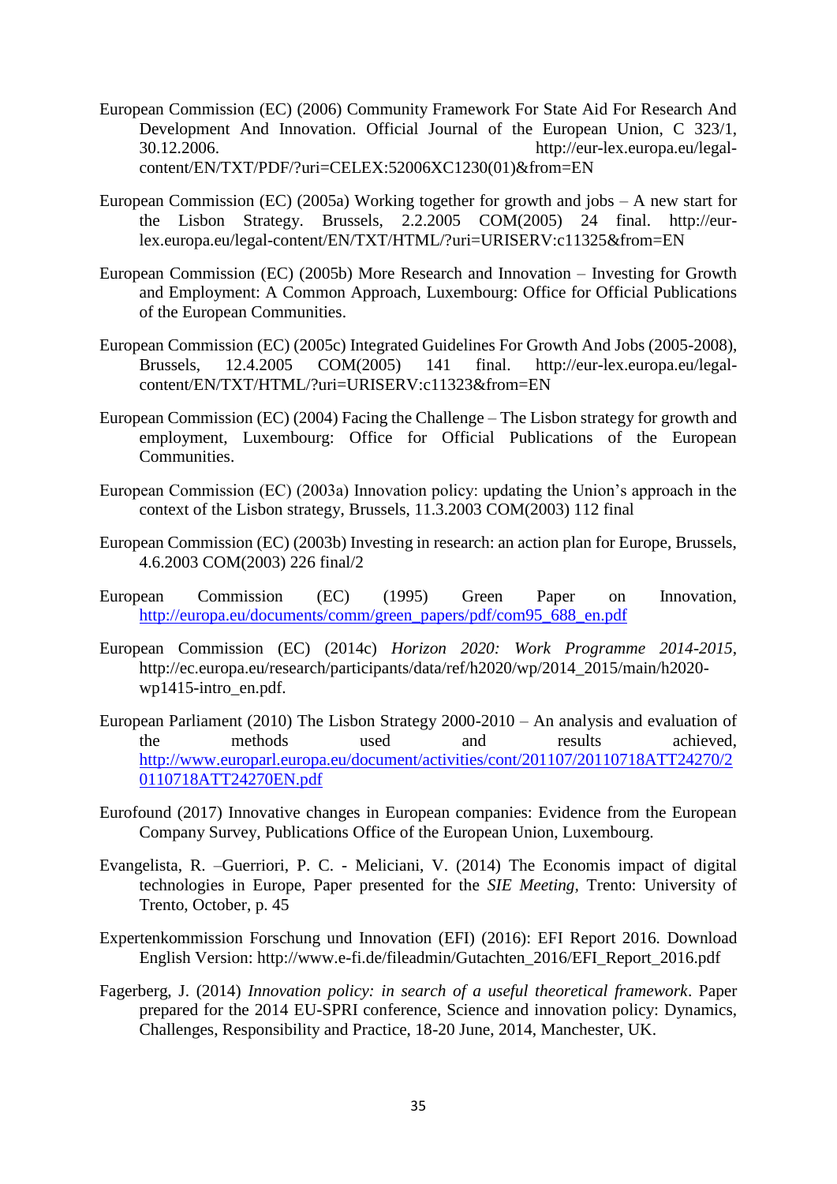European Commission (EC) (2006) Community Framework For State Aid For Research And Development And Innovation. Official Journal of the European Union, C 323/1, 30.12.2006. http://eur-lex.europa.eu/legal-content/EN/TXT/PDF/?uri=CELEX:52006XC1230(01)&from=EN

European Commission (EC) (2005a) Working together for growth and jobs – A new start for the Lisbon Strategy. Brussels, 2.2.2005 COM(2005) 24 final. http://eur-lex.europa.eu/legal-content/EN/TXT/HTML/?uri=URISERV:c11325&from=EN

European Commission (EC) (2005b) More Research and Innovation – Investing for Growth and Employment: A Common Approach, Luxembourg: Office for Official Publications of the European Communities.

European Commission (EC) (2005c) Integrated Guidelines For Growth And Jobs (2005-2008), Brussels, 12.4.2005 COM(2005) 141 final. http://eur-lex.europa.eu/legal-content/EN/TXT/HTML/?uri=URISERV:c11323&from=EN

European Commission (EC) (2004) Facing the Challenge – The Lisbon strategy for growth and employment, Luxembourg: Office for Official Publications of the European Communities.

European Commission (EC) (2003a) Innovation policy: updating the Union's approach in the context of the Lisbon strategy, Brussels, 11.3.2003 COM(2003) 112 final

European Commission (EC) (2003b) Investing in research: an action plan for Europe, Brussels, 4.6.2003 COM(2003) 226 final/2

European Commission (EC) (1995) Green Paper on Innovation, http://europa.eu/documents/comm/green_papers/pdf/com95_688_en.pdf

European Commission (EC) (2014c) *Horizon 2020: Work Programme 2014-2015*, http://ec.europa.eu/research/participants/data/ref/h2020/wp/2014_2015/main/h2020-wp1415-intro_en.pdf.

European Parliament (2010) The Lisbon Strategy 2000-2010 – An analysis and evaluation of the methods used and results achieved, http://www.europarl.europa.eu/document/activities/cont/201107/20110718ATT24270/20110718ATT24270EN.pdf

Eurofound (2017) Innovative changes in European companies: Evidence from the European Company Survey, Publications Office of the European Union, Luxembourg.

Evangelista, R. –Guerriori, P. C. - Meliciani, V. (2014) The Economis impact of digital technologies in Europe, Paper presented for the *SIE Meeting*, Trento: University of Trento, October, p. 45

Expertenkommission Forschung und Innovation (EFI) (2016): EFI Report 2016. Download English Version: http://www.e-fi.de/fileadmin/Gutachten_2016/EFI_Report_2016.pdf

Fagerberg, J. (2014) *Innovation policy: in search of a useful theoretical framework*. Paper prepared for the 2014 EU-SPRI conference, Science and innovation policy: Dynamics, Challenges, Responsibility and Practice, 18-20 June, 2014, Manchester, UK.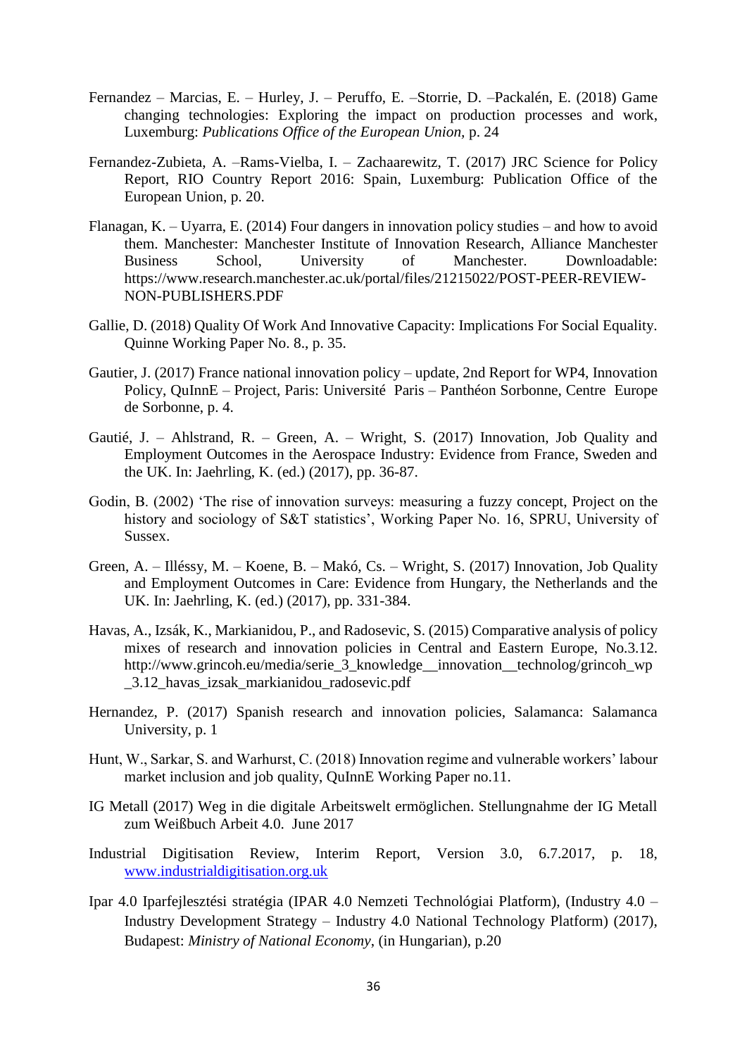Fernandez – Marcias, E. – Hurley, J. – Peruffo, E. –Storrie, D. –Packalén, E. (2018) Game changing technologies: Exploring the impact on production processes and work, Luxemburg: *Publications Office of the European Union,* p. 24

Fernandez-Zubieta, A. –Rams-Vielba, I. – Zachaarewitz, T. (2017) JRC Science for Policy Report, RIO Country Report 2016: Spain, Luxemburg: Publication Office of the European Union, p. 20.

Flanagan, K. – Uyarra, E. (2014) Four dangers in innovation policy studies – and how to avoid them. Manchester: Manchester Institute of Innovation Research, Alliance Manchester Business School, University of Manchester. Downloadable: https://www.research.manchester.ac.uk/portal/files/21215022/POST-PEER-REVIEW-NON-PUBLISHERS.PDF

Gallie, D. (2018) Quality Of Work And Innovative Capacity: Implications For Social Equality. Quinne Working Paper No. 8., p. 35.

Gautier, J. (2017) France national innovation policy – update, 2nd Report for WP4, Innovation Policy, QuInnE – Project, Paris: Université Paris – Panthéon Sorbonne, Centre Europe de Sorbonne, p. 4.

Gautié, J. – Ahlstrand, R. – Green, A. – Wright, S. (2017) Innovation, Job Quality and Employment Outcomes in the Aerospace Industry: Evidence from France, Sweden and the UK. In: Jaehrling, K. (ed.) (2017), pp. 36-87.

Godin, B. (2002) 'The rise of innovation surveys: measuring a fuzzy concept, Project on the history and sociology of S&T statistics', Working Paper No. 16, SPRU, University of Sussex.

Green, A. – Illéssy, M. – Koene, B. – Makó, Cs. – Wright, S. (2017) Innovation, Job Quality and Employment Outcomes in Care: Evidence from Hungary, the Netherlands and the UK. In: Jaehrling, K. (ed.) (2017), pp. 331-384.

Havas, A., Izsák, K., Markianidou, P., and Radosevic, S. (2015) Comparative analysis of policy mixes of research and innovation policies in Central and Eastern Europe, No.3.12. http://www.grincoh.eu/media/serie_3_knowledge__innovation__technolog/grincoh_wp_3.12_havas_izsak_markianidou_radosevic.pdf

Hernandez, P. (2017) Spanish research and innovation policies, Salamanca: Salamanca University, p. 1

Hunt, W., Sarkar, S. and Warhurst, C. (2018) Innovation regime and vulnerable workers' labour market inclusion and job quality, QuInnE Working Paper no.11.

IG Metall (2017) Weg in die digitale Arbeitswelt ermöglichen. Stellungnahme der IG Metall zum Weißbuch Arbeit 4.0. June 2017

Industrial Digitisation Review, Interim Report, Version 3.0, 6.7.2017, p. 18, www.industrialdigitisation.org.uk

Ipar 4.0 Iparfejlesztési stratégia (IPAR 4.0 Nemzeti Technológiai Platform), (Industry 4.0 – Industry Development Strategy – Industry 4.0 National Technology Platform) (2017), Budapest: *Ministry of National Economy*, (in Hungarian), p.20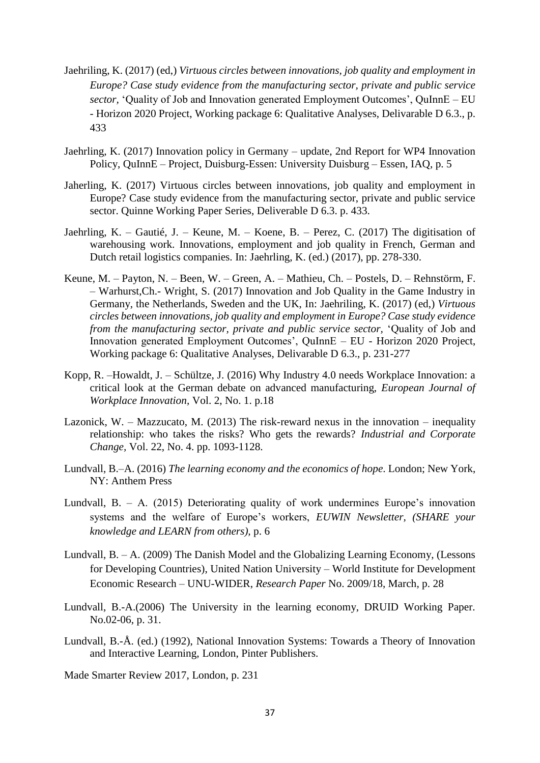Jaehriling, K. (2017) (ed,) *Virtuous circles between innovations, job quality and employment in Europe? Case study evidence from the manufacturing sector, private and public service sector,* 'Quality of Job and Innovation generated Employment Outcomes', QuInnE – EU - Horizon 2020 Project, Working package 6: Qualitative Analyses, Delivarable D 6.3., p. 433

Jaehrling, K. (2017) Innovation policy in Germany – update, 2nd Report for WP4 Innovation Policy, QuInnE – Project, Duisburg-Essen: University Duisburg – Essen, IAQ, p. 5

Jaherling, K. (2017) Virtuous circles between innovations, job quality and employment in Europe? Case study evidence from the manufacturing sector, private and public service sector. Quinne Working Paper Series, Deliverable D 6.3. p. 433.

Jaehrling, K. – Gautié, J. – Keune, M. – Koene, B. – Perez, C. (2017) The digitisation of warehousing work. Innovations, employment and job quality in French, German and Dutch retail logistics companies. In: Jaehrling, K. (ed.) (2017), pp. 278-330.

Keune, M. – Payton, N. – Been, W. – Green, A. – Mathieu, Ch. – Postels, D. – Rehnstörm, F. – Warhurst,Ch.- Wright, S. (2017) Innovation and Job Quality in the Game Industry in Germany, the Netherlands, Sweden and the UK, In: Jaehriling, K. (2017) (ed,) *Virtuous circles between innovations, job quality and employment in Europe? Case study evidence from the manufacturing sector, private and public service sector,* 'Quality of Job and Innovation generated Employment Outcomes', QuInnE – EU - Horizon 2020 Project, Working package 6: Qualitative Analyses, Delivarable D 6.3., p. 231-277

Kopp, R. –Howaldt, J. – Schültze, J. (2016) Why Industry 4.0 needs Workplace Innovation: a critical look at the German debate on advanced manufacturing, *European Journal of Workplace Innovation*, Vol. 2, No. 1. p.18

Lazonick, W. – Mazzucato, M. (2013) The risk-reward nexus in the innovation – inequality relationship: who takes the risks? Who gets the rewards? *Industrial and Corporate Change,* Vol. 22, No. 4. pp. 1093-1128.

Lundvall, B.–A. (2016) *The learning economy and the economics of hope*. London; New York, NY: Anthem Press

Lundvall, B. – A. (2015) Deteriorating quality of work undermines Europe's innovation systems and the welfare of Europe's workers, *EUWIN Newsletter, (SHARE your knowledge and LEARN from others)*, p. 6

Lundvall, B. – A. (2009) The Danish Model and the Globalizing Learning Economy, (Lessons for Developing Countries), United Nation University – World Institute for Development Economic Research – UNU-WIDER, *Research Paper* No. 2009/18, March, p. 28

Lundvall, B.-A.(2006) The University in the learning economy, DRUID Working Paper. No.02-06, p. 31.

Lundvall, B.-Å. (ed.) (1992), National Innovation Systems: Towards a Theory of Innovation and Interactive Learning, London, Pinter Publishers.

Made Smarter Review 2017, London, p. 231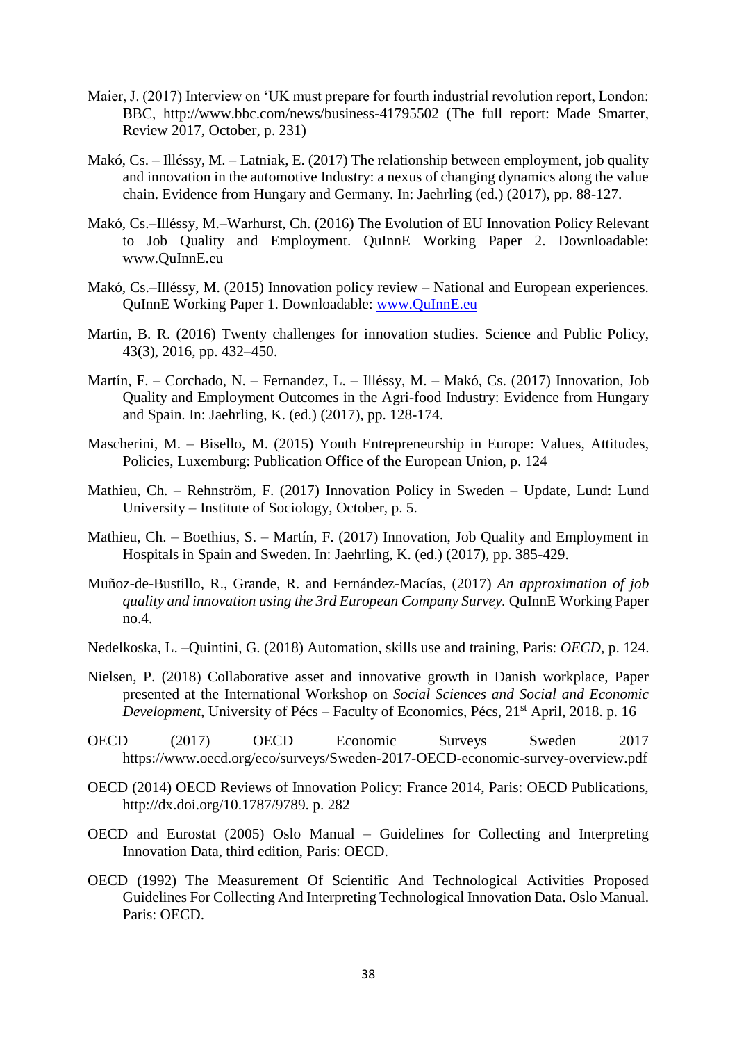Maier, J. (2017) Interview on 'UK must prepare for fourth industrial revolution report, London: BBC, http://www.bbc.com/news/business-41795502 (The full report: Made Smarter, Review 2017, October, p. 231)

Makó, Cs. – Illéssy, M. – Latniak, E. (2017) The relationship between employment, job quality and innovation in the automotive Industry: a nexus of changing dynamics along the value chain. Evidence from Hungary and Germany. In: Jaehrling (ed.) (2017), pp. 88-127.

Makó, Cs.–Illéssy, M.–Warhurst, Ch. (2016) The Evolution of EU Innovation Policy Relevant to Job Quality and Employment. QuInnE Working Paper 2. Downloadable: www.QuInnE.eu

Makó, Cs.–Illéssy, M. (2015) Innovation policy review – National and European experiences. QuInnE Working Paper 1. Downloadable: www.QuInnE.eu

Martin, B. R. (2016) Twenty challenges for innovation studies. Science and Public Policy, 43(3), 2016, pp. 432–450.

Martín, F. – Corchado, N. – Fernandez, L. – Illéssy, M. – Makó, Cs. (2017) Innovation, Job Quality and Employment Outcomes in the Agri-food Industry: Evidence from Hungary and Spain. In: Jaehrling, K. (ed.) (2017), pp. 128-174.

Mascherini, M. – Bisello, M. (2015) Youth Entrepreneurship in Europe: Values, Attitudes, Policies, Luxemburg: Publication Office of the European Union, p. 124

Mathieu, Ch. – Rehnström, F. (2017) Innovation Policy in Sweden – Update, Lund: Lund University – Institute of Sociology, October, p. 5.

Mathieu, Ch. – Boethius, S. – Martín, F. (2017) Innovation, Job Quality and Employment in Hospitals in Spain and Sweden. In: Jaehrling, K. (ed.) (2017), pp. 385-429.

Muñoz-de-Bustillo, R., Grande, R. and Fernández-Macías, (2017) *An approximation of job quality and innovation using the 3rd European Company Survey*. QuInnE Working Paper no.4.

Nedelkoska, L. –Quintini, G. (2018) Automation, skills use and training, Paris: *OECD*, p. 124.

Nielsen, P. (2018) Collaborative asset and innovative growth in Danish workplace, Paper presented at the International Workshop on *Social Sciences and Social and Economic Development*, University of Pécs – Faculty of Economics, Pécs, 21st April, 2018. p. 16

OECD (2017) OECD Economic Surveys Sweden 2017 https://www.oecd.org/eco/surveys/Sweden-2017-OECD-economic-survey-overview.pdf

OECD (2014) OECD Reviews of Innovation Policy: France 2014, Paris: OECD Publications, http://dx.doi.org/10.1787/9789. p. 282

OECD and Eurostat (2005) Oslo Manual – Guidelines for Collecting and Interpreting Innovation Data, third edition, Paris: OECD.

OECD (1992) The Measurement Of Scientific And Technological Activities Proposed Guidelines For Collecting And Interpreting Technological Innovation Data. Oslo Manual. Paris: OECD.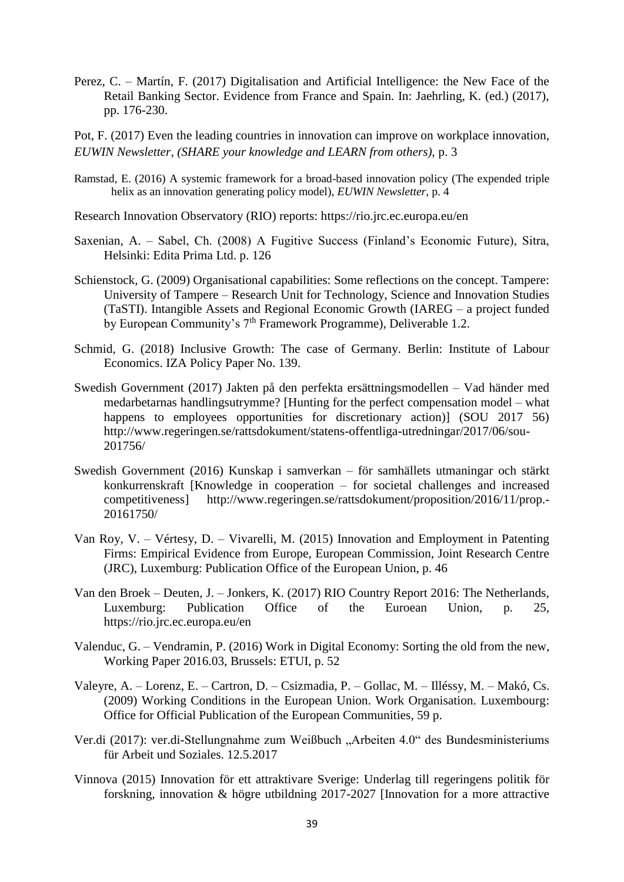Perez, C. – Martín, F. (2017) Digitalisation and Artificial Intelligence: the New Face of the Retail Banking Sector. Evidence from France and Spain. In: Jaehrling, K. (ed.) (2017), pp. 176-230.

Pot, F. (2017) Even the leading countries in innovation can improve on workplace innovation, *EUWIN Newsletter, (SHARE your knowledge and LEARN from others)*, p. 3

Ramstad, E. (2016) A systemic framework for a broad-based innovation policy (The expended triple helix as an innovation generating policy model), *EUWIN Newsletter*, p. 4

Research Innovation Observatory (RIO) reports: https://rio.jrc.ec.europa.eu/en

Saxenian, A. – Sabel, Ch. (2008) A Fugitive Success (Finland's Economic Future), Sitra, Helsinki: Edita Prima Ltd. p. 126

Schienstock, G. (2009) Organisational capabilities: Some reflections on the concept. Tampere: University of Tampere – Research Unit for Technology, Science and Innovation Studies (TaSTI). Intangible Assets and Regional Economic Growth (IAREG – a project funded by European Community's 7th Framework Programme), Deliverable 1.2.

Schmid, G. (2018) Inclusive Growth: The case of Germany. Berlin: Institute of Labour Economics. IZA Policy Paper No. 139.

Swedish Government (2017) Jakten på den perfekta ersättningsmodellen – Vad händer med medarbetarnas handlingsutrymme? [Hunting for the perfect compensation model – what happens to employees opportunities for discretionary action)] (SOU 2017 56) http://www.regeringen.se/rattsdokument/statens-offentliga-utredningar/2017/06/sou-201756/

Swedish Government (2016) Kunskap i samverkan – för samhällets utmaningar och stärkt konkurrenskraft [Knowledge in cooperation – for societal challenges and increased competitiveness] http://www.regeringen.se/rattsdokument/proposition/2016/11/prop.-20161750/

Van Roy, V. – Vértesy, D. – Vivarelli, M. (2015) Innovation and Employment in Patenting Firms: Empirical Evidence from Europe, European Commission, Joint Research Centre (JRC), Luxemburg: Publication Office of the European Union, p. 46

Van den Broek – Deuten, J. – Jonkers, K. (2017) RIO Country Report 2016: The Netherlands, Luxemburg: Publication Office of the Euroean Union, p. 25, https://rio.jrc.ec.europa.eu/en

Valenduc, G. – Vendramin, P. (2016) Work in Digital Economy: Sorting the old from the new, Working Paper 2016.03, Brussels: ETUI, p. 52

Valeyre, A. – Lorenz, E. – Cartron, D. – Csizmadia, P. – Gollac, M. – Illéssy, M. – Makó, Cs. (2009) Working Conditions in the European Union. Work Organisation. Luxembourg: Office for Official Publication of the European Communities, 59 p.

Ver.di (2017): ver.di-Stellungnahme zum Weißbuch „Arbeiten 4.0" des Bundesministeriums für Arbeit und Soziales. 12.5.2017

Vinnova (2015) Innovation för ett attraktivare Sverige: Underlag till regeringens politik för forskning, innovation & högre utbildning 2017-2027 [Innovation for a more attractive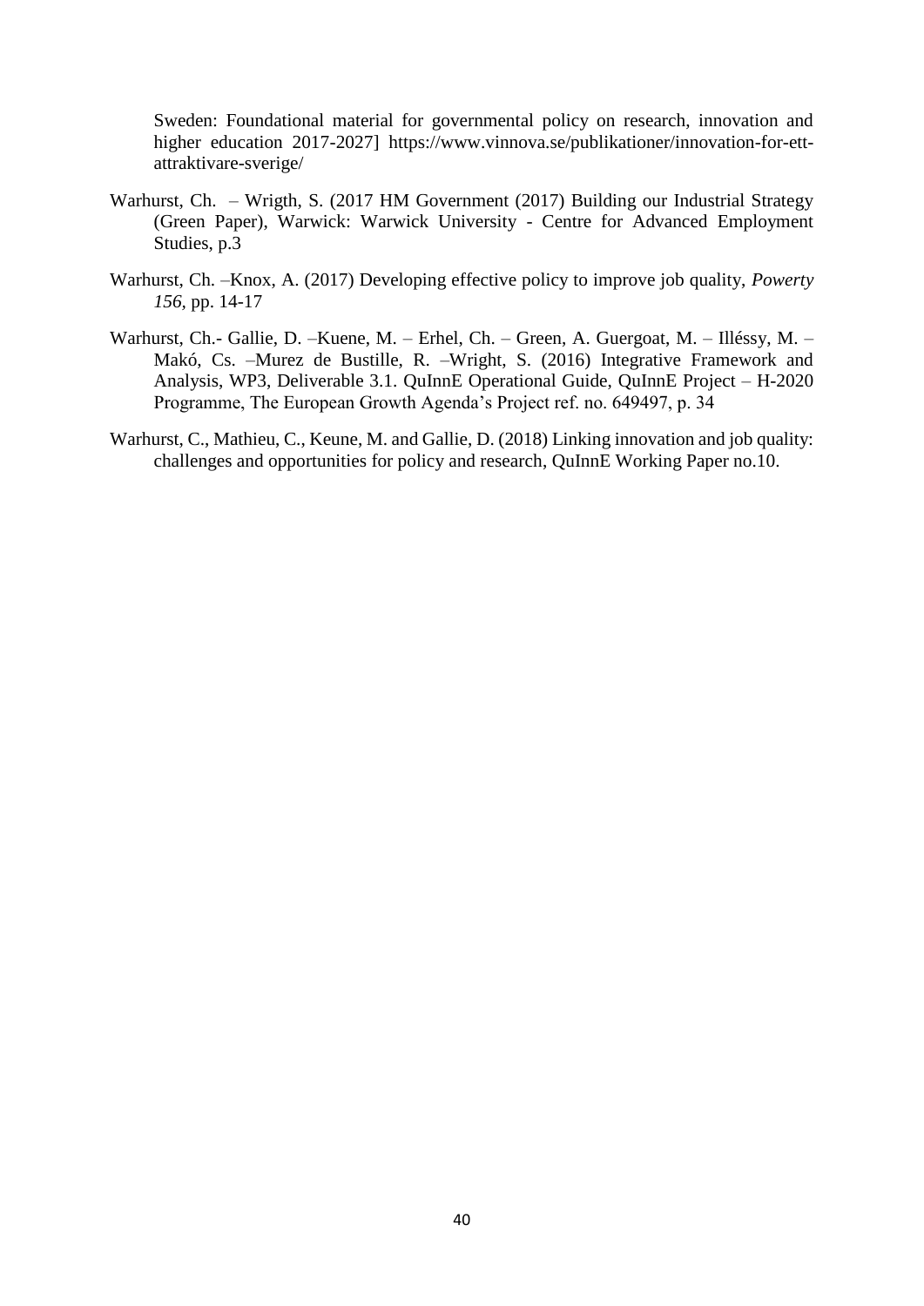Sweden: Foundational material for governmental policy on research, innovation and higher education 2017-2027] https://www.vinnova.se/publikationer/innovation-for-ett-attraktivare-sverige/

Warhurst, Ch. – Wrigth, S. (2017 HM Government (2017) Building our Industrial Strategy (Green Paper), Warwick: Warwick University - Centre for Advanced Employment Studies, p.3

Warhurst, Ch. –Knox, A. (2017) Developing effective policy to improve job quality, *Powerty 156*, pp. 14-17

Warhurst, Ch.- Gallie, D. –Kuene, M. – Erhel, Ch. – Green, A. Guergoat, M. – Illéssy, M. – Makó, Cs. –Murez de Bustille, R. –Wright, S. (2016) Integrative Framework and Analysis, WP3, Deliverable 3.1. QuInnE Operational Guide, QuInnE Project – H-2020 Programme, The European Growth Agenda's Project ref. no. 649497, p. 34

Warhurst, C., Mathieu, C., Keune, M. and Gallie, D. (2018) Linking innovation and job quality: challenges and opportunities for policy and research, QuInnE Working Paper no.10.